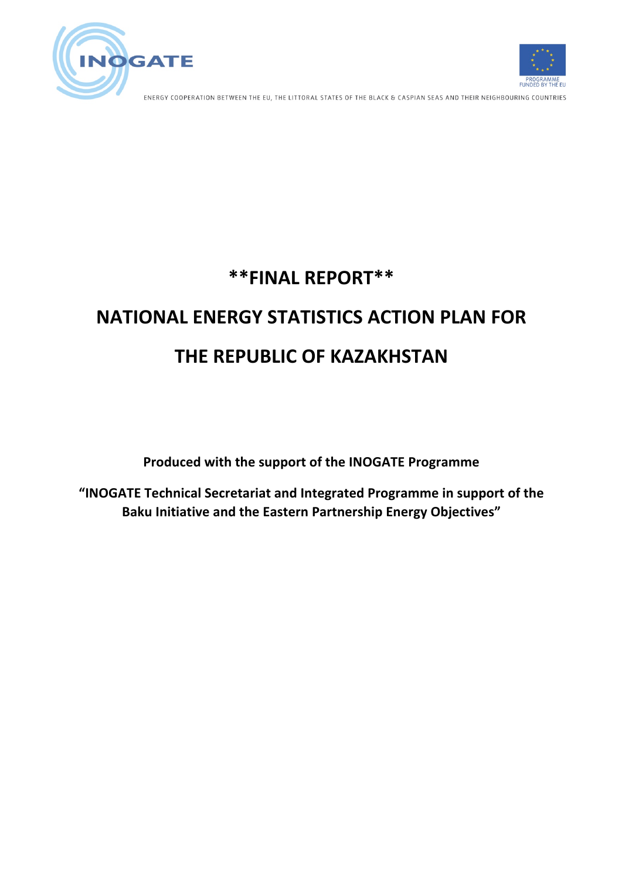INOGATE

PROGRAMME FUNDED BY THE EU

ENERGY COOPERATION BETWEEN THE EU, THE LITTORAL STATES OF THE BLACK & CASPIAN SEAS AND THEIR NEIGHBOURING COUNTRIES

# **FINAL REPORT**

# NATIONAL ENERGY STATISTICS ACTION PLAN FOR THE REPUBLIC OF KAZAKHSTAN

**Produced with the support of the INOGATE Programme**

**“INOGATE Technical Secretariat and Integrated Programme in support of the Baku Initiative and the Eastern Partnership Energy Objectives”**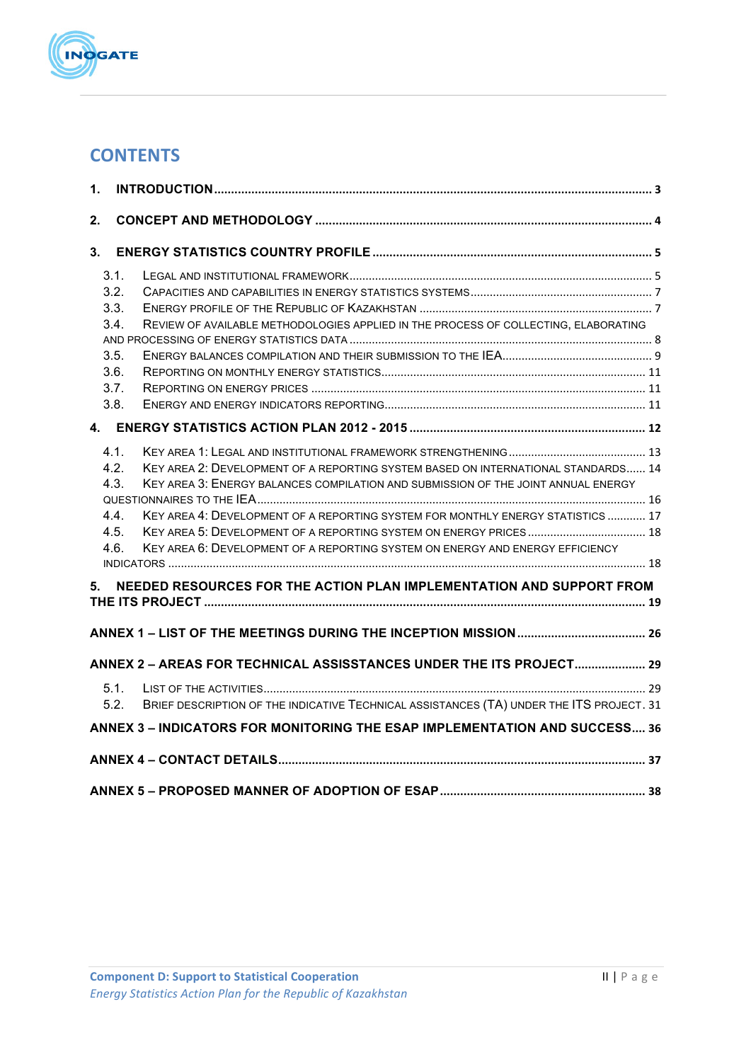# CONTENTS

**1. INTRODUCTION ..... 3**

**2. CONCEPT AND METHODOLOGY ..... 4**

**3. ENERGY STATISTICS COUNTRY PROFILE ..... 5**

- 3.1. LEGAL AND INSTITUTIONAL FRAMEWORK ..... 5
- 3.2. CAPACITIES AND CAPABILITIES IN ENERGY STATISTICS SYSTEMS ..... 7
- 3.3. ENERGY PROFILE OF THE REPUBLIC OF KAZAKHSTAN ..... 7
- 3.4. REVIEW OF AVAILABLE METHODOLOGIES APPLIED IN THE PROCESS OF COLLECTING, ELABORATING AND PROCESSING OF ENERGY STATISTICS DATA ..... 8
- 3.5. ENERGY BALANCES COMPILATION AND THEIR SUBMISSION TO THE IEA ..... 9
- 3.6. REPORTING ON MONTHLY ENERGY STATISTICS ..... 11
- 3.7. REPORTING ON ENERGY PRICES ..... 11
- 3.8. ENERGY AND ENERGY INDICATORS REPORTING ..... 11

**4. ENERGY STATISTICS ACTION PLAN 2012 - 2015 ..... 12**

- 4.1. KEY AREA 1: LEGAL AND INSTITUTIONAL FRAMEWORK STRENGTHENING ..... 13
- 4.2. KEY AREA 2: DEVELOPMENT OF A REPORTING SYSTEM BASED ON INTERNATIONAL STANDARDS ..... 14
- 4.3. KEY AREA 3: ENERGY BALANCES COMPILATION AND SUBMISSION OF THE JOINT ANNUAL ENERGY QUESTIONNAIRES TO THE IEA ..... 16
- 4.4. KEY AREA 4: DEVELOPMENT OF A REPORTING SYSTEM FOR MONTHLY ENERGY STATISTICS ..... 17
- 4.5. KEY AREA 5: DEVELOPMENT OF A REPORTING SYSTEM ON ENERGY PRICES ..... 18
- 4.6. KEY AREA 6: DEVELOPMENT OF A REPORTING SYSTEM ON ENERGY AND ENERGY EFFICIENCY INDICATORS ..... 18

**5. NEEDED RESOURCES FOR THE ACTION PLAN IMPLEMENTATION AND SUPPORT FROM THE ITS PROJECT ..... 19**

**ANNEX 1 – LIST OF THE MEETINGS DURING THE INCEPTION MISSION ..... 26**

**ANNEX 2 – AREAS FOR TECHNICAL ASSISSTANCES UNDER THE ITS PROJECT ..... 29**

- 5.1. LIST OF THE ACTIVITIES ..... 29
- 5.2. BRIEF DESCRIPTION OF THE INDICATIVE TECHNICAL ASSISTANCES (TA) UNDER THE ITS PROJECT. 31

**ANNEX 3 – INDICATORS FOR MONITORING THE ESAP IMPLEMENTATION AND SUCCESS ..... 36**

**ANNEX 4 – CONTACT DETAILS ..... 37**

**ANNEX 5 – PROPOSED MANNER OF ADOPTION OF ESAP ..... 38**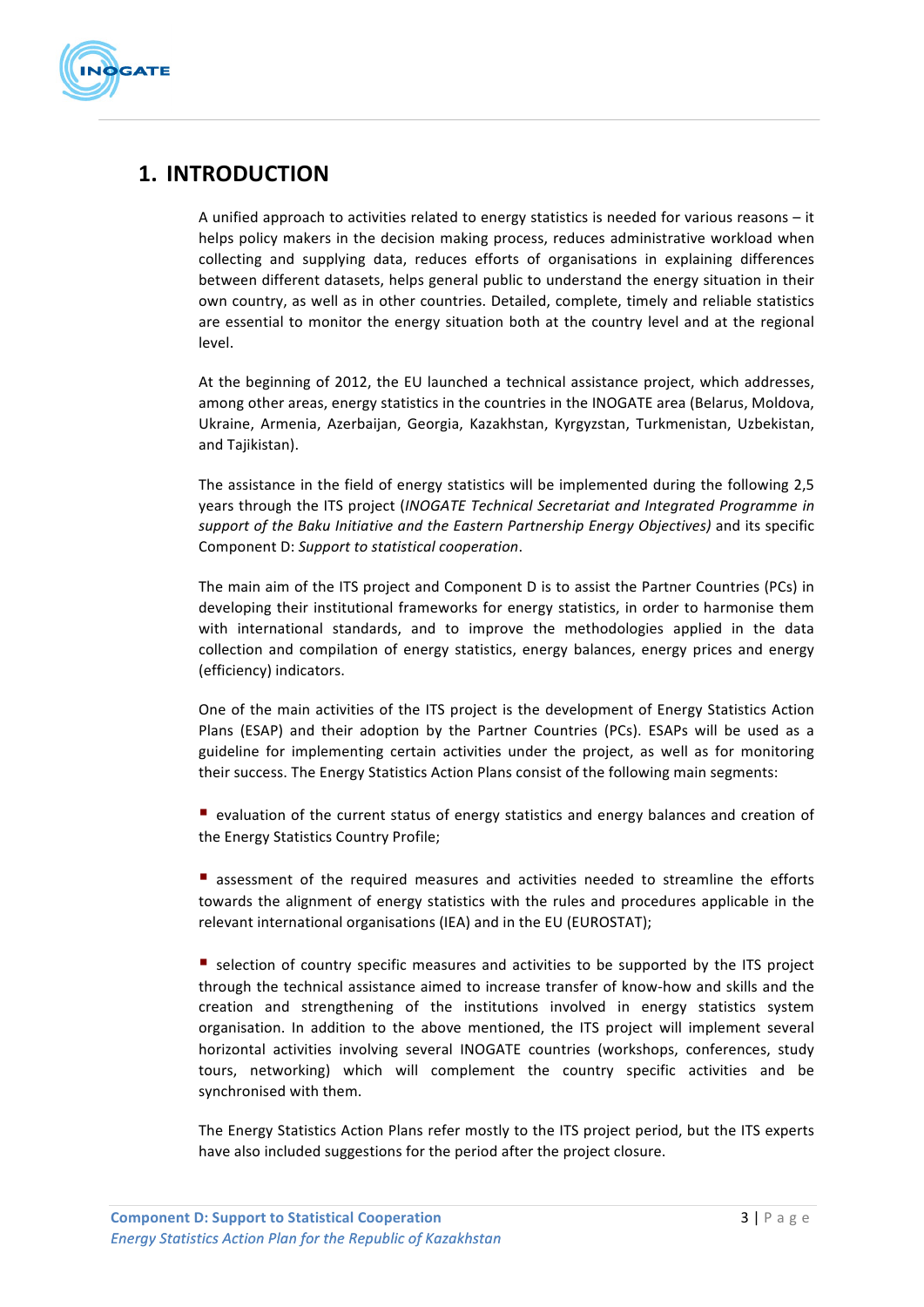# 1. INTRODUCTION

A unified approach to activities related to energy statistics is needed for various reasons – it helps policy makers in the decision making process, reduces administrative workload when collecting and supplying data, reduces efforts of organisations in explaining differences between different datasets, helps general public to understand the energy situation in their own country, as well as in other countries. Detailed, complete, timely and reliable statistics are essential to monitor the energy situation both at the country level and at the regional level.

At the beginning of 2012, the EU launched a technical assistance project, which addresses, among other areas, energy statistics in the countries in the INOGATE area (Belarus, Moldova, Ukraine, Armenia, Azerbaijan, Georgia, Kazakhstan, Kyrgyzstan, Turkmenistan, Uzbekistan, and Tajikistan).

The assistance in the field of energy statistics will be implemented during the following 2,5 years through the ITS project (*INOGATE Technical Secretariat and Integrated Programme in support of the Baku Initiative and the Eastern Partnership Energy Objectives)* and its specific Component D: *Support to statistical cooperation*.

The main aim of the ITS project and Component D is to assist the Partner Countries (PCs) in developing their institutional frameworks for energy statistics, in order to harmonise them with international standards, and to improve the methodologies applied in the data collection and compilation of energy statistics, energy balances, energy prices and energy (efficiency) indicators.

One of the main activities of the ITS project is the development of Energy Statistics Action Plans (ESAP) and their adoption by the Partner Countries (PCs). ESAPs will be used as a guideline for implementing certain activities under the project, as well as for monitoring their success. The Energy Statistics Action Plans consist of the following main segments:

- evaluation of the current status of energy statistics and energy balances and creation of the Energy Statistics Country Profile;

- assessment of the required measures and activities needed to streamline the efforts towards the alignment of energy statistics with the rules and procedures applicable in the relevant international organisations (IEA) and in the EU (EUROSTAT);

- selection of country specific measures and activities to be supported by the ITS project through the technical assistance aimed to increase transfer of know-how and skills and the creation and strengthening of the institutions involved in energy statistics system organisation. In addition to the above mentioned, the ITS project will implement several horizontal activities involving several INOGATE countries (workshops, conferences, study tours, networking) which will complement the country specific activities and be synchronised with them.

The Energy Statistics Action Plans refer mostly to the ITS project period, but the ITS experts have also included suggestions for the period after the project closure.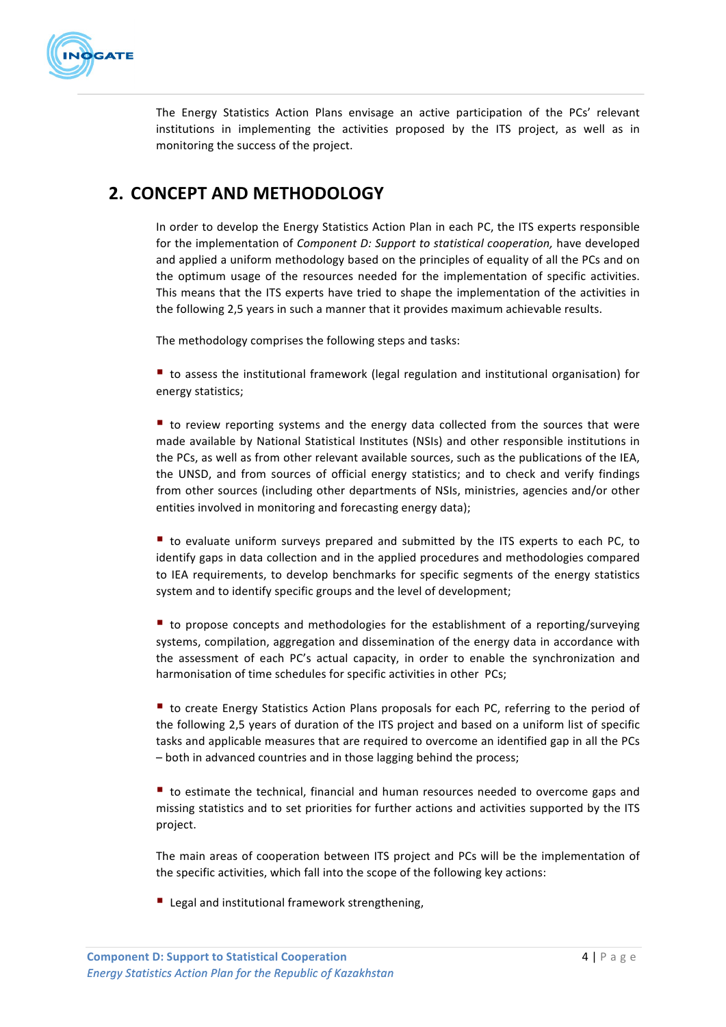The Energy Statistics Action Plans envisage an active participation of the PCs' relevant institutions in implementing the activities proposed by the ITS project, as well as in monitoring the success of the project.

## 2. CONCEPT AND METHODOLOGY

In order to develop the Energy Statistics Action Plan in each PC, the ITS experts responsible for the implementation of *Component D: Support to statistical cooperation,* have developed and applied a uniform methodology based on the principles of equality of all the PCs and on the optimum usage of the resources needed for the implementation of specific activities. This means that the ITS experts have tried to shape the implementation of the activities in the following 2,5 years in such a manner that it provides maximum achievable results.

The methodology comprises the following steps and tasks:

- to assess the institutional framework (legal regulation and institutional organisation) for energy statistics;

- to review reporting systems and the energy data collected from the sources that were made available by National Statistical Institutes (NSIs) and other responsible institutions in the PCs, as well as from other relevant available sources, such as the publications of the IEA, the UNSD, and from sources of official energy statistics; and to check and verify findings from other sources (including other departments of NSIs, ministries, agencies and/or other entities involved in monitoring and forecasting energy data);

- to evaluate uniform surveys prepared and submitted by the ITS experts to each PC, to identify gaps in data collection and in the applied procedures and methodologies compared to IEA requirements, to develop benchmarks for specific segments of the energy statistics system and to identify specific groups and the level of development;

- to propose concepts and methodologies for the establishment of a reporting/surveying systems, compilation, aggregation and dissemination of the energy data in accordance with the assessment of each PC's actual capacity, in order to enable the synchronization and harmonisation of time schedules for specific activities in other PCs;

- to create Energy Statistics Action Plans proposals for each PC, referring to the period of the following 2,5 years of duration of the ITS project and based on a uniform list of specific tasks and applicable measures that are required to overcome an identified gap in all the PCs – both in advanced countries and in those lagging behind the process;

- to estimate the technical, financial and human resources needed to overcome gaps and missing statistics and to set priorities for further actions and activities supported by the ITS project.

The main areas of cooperation between ITS project and PCs will be the implementation of the specific activities, which fall into the scope of the following key actions:

- Legal and institutional framework strengthening,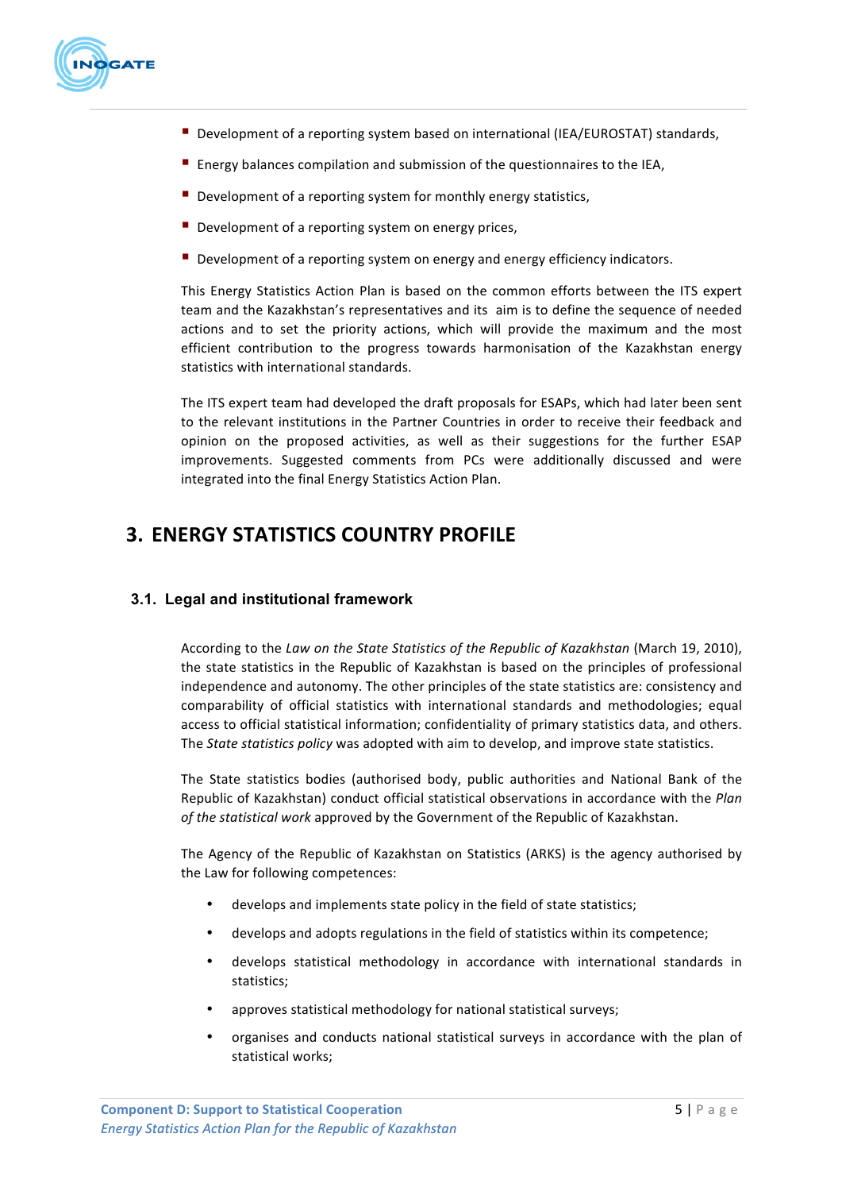- Development of a reporting system based on international (IEA/EUROSTAT) standards,
- Energy balances compilation and submission of the questionnaires to the IEA,
- Development of a reporting system for monthly energy statistics,
- Development of a reporting system on energy prices,
- Development of a reporting system on energy and energy efficiency indicators.

This Energy Statistics Action Plan is based on the common efforts between the ITS expert team and the Kazakhstan's representatives and its aim is to define the sequence of needed actions and to set the priority actions, which will provide the maximum and the most efficient contribution to the progress towards harmonisation of the Kazakhstan energy statistics with international standards.

The ITS expert team had developed the draft proposals for ESAPs, which had later been sent to the relevant institutions in the Partner Countries in order to receive their feedback and opinion on the proposed activities, as well as their suggestions for the further ESAP improvements. Suggested comments from PCs were additionally discussed and were integrated into the final Energy Statistics Action Plan.

# 3. ENERGY STATISTICS COUNTRY PROFILE

## 3.1. Legal and institutional framework

According to the *Law on the State Statistics of the Republic of Kazakhstan* (March 19, 2010), the state statistics in the Republic of Kazakhstan is based on the principles of professional independence and autonomy. The other principles of the state statistics are: consistency and comparability of official statistics with international standards and methodologies; equal access to official statistical information; confidentiality of primary statistics data, and others. The *State statistics policy* was adopted with aim to develop, and improve state statistics.

The State statistics bodies (authorised body, public authorities and National Bank of the Republic of Kazakhstan) conduct official statistical observations in accordance with the *Plan of the statistical work* approved by the Government of the Republic of Kazakhstan.

The Agency of the Republic of Kazakhstan on Statistics (ARKS) is the agency authorised by the Law for following competences:

- develops and implements state policy in the field of state statistics;
- develops and adopts regulations in the field of statistics within its competence;
- develops statistical methodology in accordance with international standards in statistics;
- approves statistical methodology for national statistical surveys;
- organises and conducts national statistical surveys in accordance with the plan of statistical works;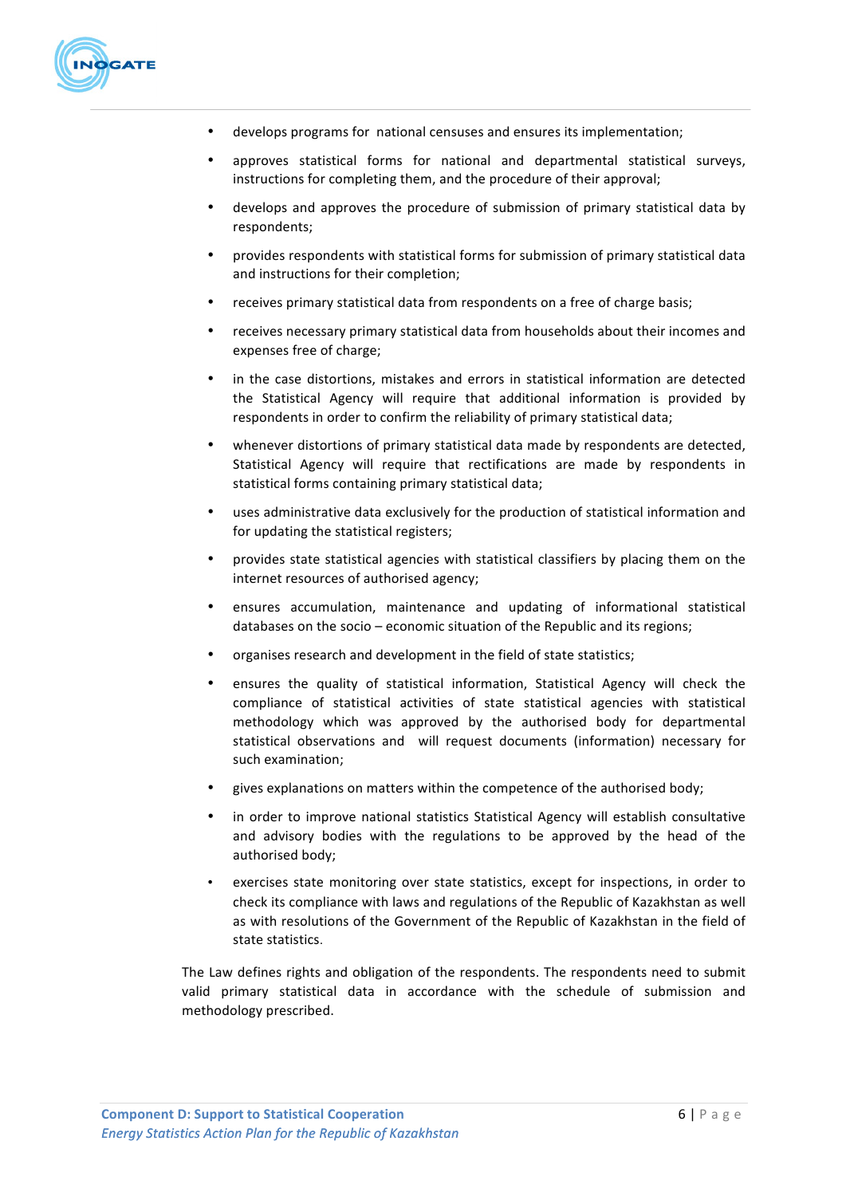- develops programs for national censuses and ensures its implementation;
- approves statistical forms for national and departmental statistical surveys, instructions for completing them, and the procedure of their approval;
- develops and approves the procedure of submission of primary statistical data by respondents;
- provides respondents with statistical forms for submission of primary statistical data and instructions for their completion;
- receives primary statistical data from respondents on a free of charge basis;
- receives necessary primary statistical data from households about their incomes and expenses free of charge;
- in the case distortions, mistakes and errors in statistical information are detected the Statistical Agency will require that additional information is provided by respondents in order to confirm the reliability of primary statistical data;
- whenever distortions of primary statistical data made by respondents are detected, Statistical Agency will require that rectifications are made by respondents in statistical forms containing primary statistical data;
- uses administrative data exclusively for the production of statistical information and for updating the statistical registers;
- provides state statistical agencies with statistical classifiers by placing them on the internet resources of authorised agency;
- ensures accumulation, maintenance and updating of informational statistical databases on the socio – economic situation of the Republic and its regions;
- organises research and development in the field of state statistics;
- ensures the quality of statistical information, Statistical Agency will check the compliance of statistical activities of state statistical agencies with statistical methodology which was approved by the authorised body for departmental statistical observations and will request documents (information) necessary for such examination;
- gives explanations on matters within the competence of the authorised body;
- in order to improve national statistics Statistical Agency will establish consultative and advisory bodies with the regulations to be approved by the head of the authorised body;
- exercises state monitoring over state statistics, except for inspections, in order to check its compliance with laws and regulations of the Republic of Kazakhstan as well as with resolutions of the Government of the Republic of Kazakhstan in the field of state statistics.

The Law defines rights and obligation of the respondents. The respondents need to submit valid primary statistical data in accordance with the schedule of submission and methodology prescribed.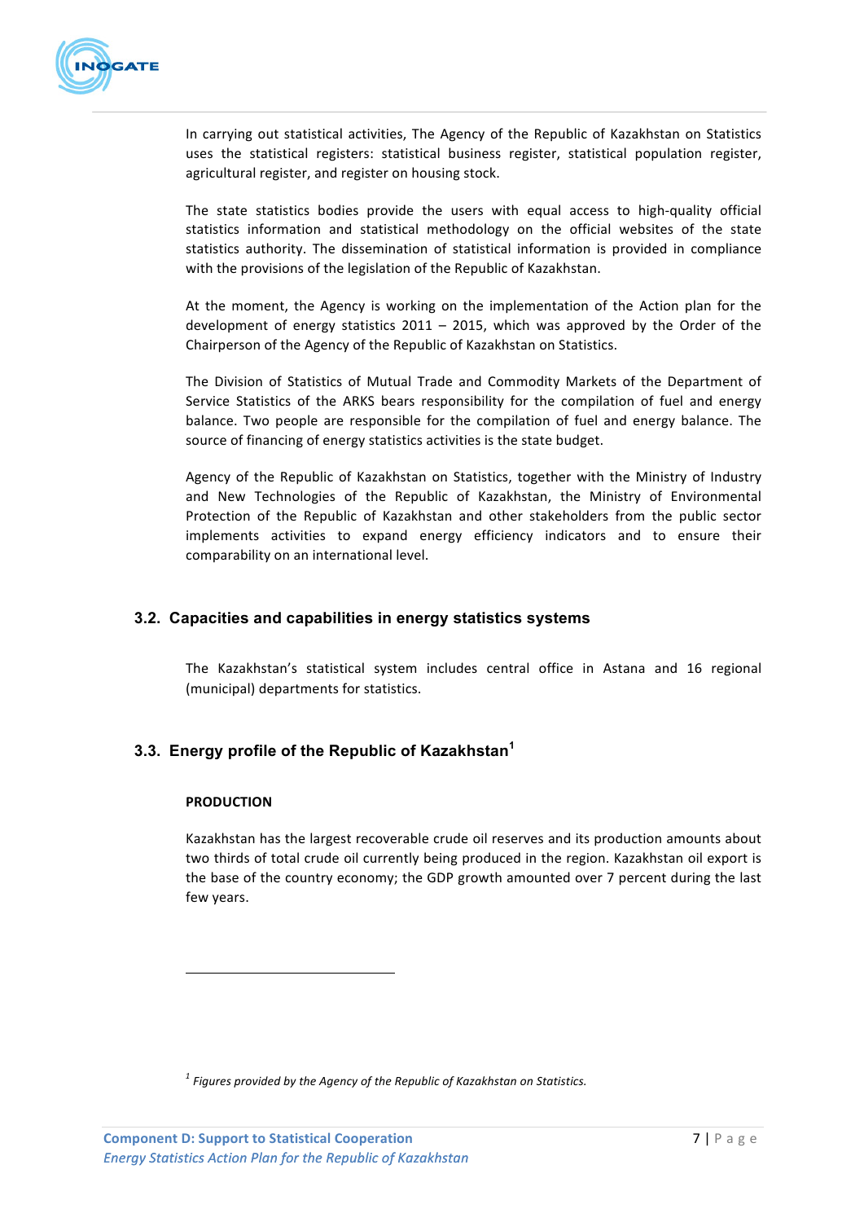In carrying out statistical activities, The Agency of the Republic of Kazakhstan on Statistics uses the statistical registers: statistical business register, statistical population register, agricultural register, and register on housing stock.

The state statistics bodies provide the users with equal access to high-quality official statistics information and statistical methodology on the official websites of the state statistics authority. The dissemination of statistical information is provided in compliance with the provisions of the legislation of the Republic of Kazakhstan.

At the moment, the Agency is working on the implementation of the Action plan for the development of energy statistics 2011 – 2015, which was approved by the Order of the Chairperson of the Agency of the Republic of Kazakhstan on Statistics.

The Division of Statistics of Mutual Trade and Commodity Markets of the Department of Service Statistics of the ARKS bears responsibility for the compilation of fuel and energy balance. Two people are responsible for the compilation of fuel and energy balance. The source of financing of energy statistics activities is the state budget.

Agency of the Republic of Kazakhstan on Statistics, together with the Ministry of Industry and New Technologies of the Republic of Kazakhstan, the Ministry of Environmental Protection of the Republic of Kazakhstan and other stakeholders from the public sector implements activities to expand energy efficiency indicators and to ensure their comparability on an international level.

## 3.2. Capacities and capabilities in energy statistics systems

The Kazakhstan's statistical system includes central office in Astana and 16 regional (municipal) departments for statistics.

## 3.3. Energy profile of the Republic of Kazakhstan[1]

**PRODUCTION**

Kazakhstan has the largest recoverable crude oil reserves and its production amounts about two thirds of total crude oil currently being produced in the region. Kazakhstan oil export is the base of the country economy; the GDP growth amounted over 7 percent during the last few years.

---

[1] *Figures provided by the Agency of the Republic of Kazakhstan on Statistics.*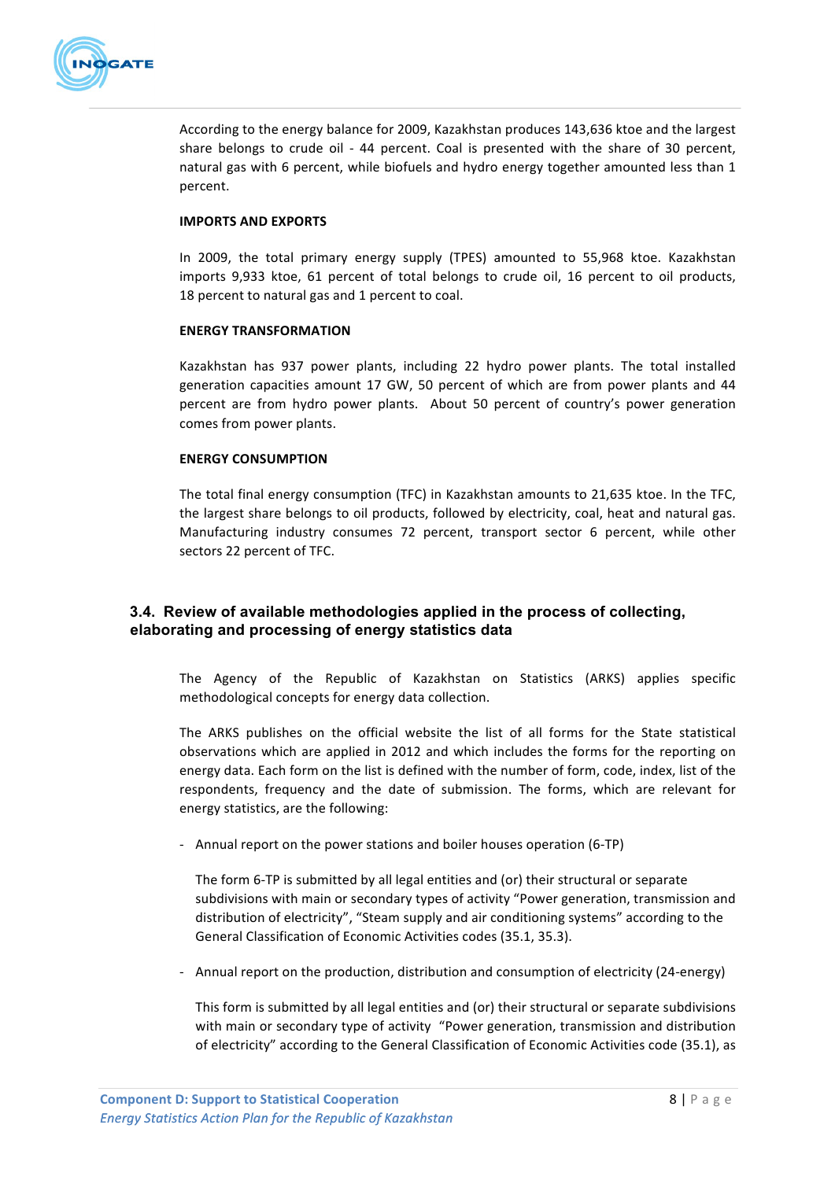According to the energy balance for 2009, Kazakhstan produces 143,636 ktoe and the largest share belongs to crude oil - 44 percent. Coal is presented with the share of 30 percent, natural gas with 6 percent, while biofuels and hydro energy together amounted less than 1 percent.

**IMPORTS AND EXPORTS**

In 2009, the total primary energy supply (TPES) amounted to 55,968 ktoe. Kazakhstan imports 9,933 ktoe, 61 percent of total belongs to crude oil, 16 percent to oil products, 18 percent to natural gas and 1 percent to coal.

**ENERGY TRANSFORMATION**

Kazakhstan has 937 power plants, including 22 hydro power plants. The total installed generation capacities amount 17 GW, 50 percent of which are from power plants and 44 percent are from hydro power plants. About 50 percent of country's power generation comes from power plants.

**ENERGY CONSUMPTION**

The total final energy consumption (TFC) in Kazakhstan amounts to 21,635 ktoe. In the TFC, the largest share belongs to oil products, followed by electricity, coal, heat and natural gas. Manufacturing industry consumes 72 percent, transport sector 6 percent, while other sectors 22 percent of TFC.

## 3.4. Review of available methodologies applied in the process of collecting, elaborating and processing of energy statistics data

The Agency of the Republic of Kazakhstan on Statistics (ARKS) applies specific methodological concepts for energy data collection.

The ARKS publishes on the official website the list of all forms for the State statistical observations which are applied in 2012 and which includes the forms for the reporting on energy data. Each form on the list is defined with the number of form, code, index, list of the respondents, frequency and the date of submission. The forms, which are relevant for energy statistics, are the following:

- Annual report on the power stations and boiler houses operation (6-TP)

  The form 6-TP is submitted by all legal entities and (or) their structural or separate subdivisions with main or secondary types of activity "Power generation, transmission and distribution of electricity", "Steam supply and air conditioning systems" according to the General Classification of Economic Activities codes (35.1, 35.3).

- Annual report on the production, distribution and consumption of electricity (24-energy)

  This form is submitted by all legal entities and (or) their structural or separate subdivisions with main or secondary type of activity "Power generation, transmission and distribution of electricity" according to the General Classification of Economic Activities code (35.1), as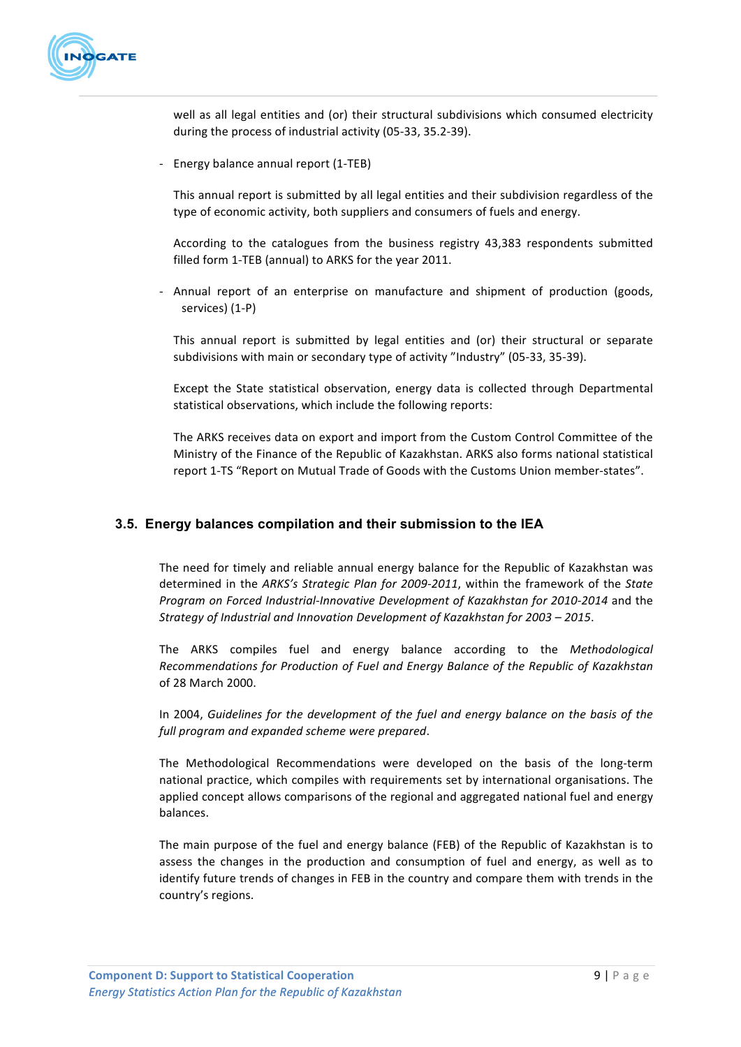well as all legal entities and (or) their structural subdivisions which consumed electricity during the process of industrial activity (05-33, 35.2-39).

- Energy balance annual report (1-TEB)

  This annual report is submitted by all legal entities and their subdivision regardless of the type of economic activity, both suppliers and consumers of fuels and energy.

  According to the catalogues from the business registry 43,383 respondents submitted filled form 1-TEB (annual) to ARKS for the year 2011.

- Annual report of an enterprise on manufacture and shipment of production (goods, services) (1-P)

  This annual report is submitted by legal entities and (or) their structural or separate subdivisions with main or secondary type of activity "Industry" (05-33, 35-39).

  Except the State statistical observation, energy data is collected through Departmental statistical observations, which include the following reports:

  The ARKS receives data on export and import from the Custom Control Committee of the Ministry of the Finance of the Republic of Kazakhstan. ARKS also forms national statistical report 1-TS "Report on Mutual Trade of Goods with the Customs Union member-states".

## 3.5. Energy balances compilation and their submission to the IEA

The need for timely and reliable annual energy balance for the Republic of Kazakhstan was determined in the *ARKS's Strategic Plan for 2009-2011*, within the framework of the *State Program on Forced Industrial-Innovative Development of Kazakhstan for 2010-2014* and the *Strategy of Industrial and Innovation Development of Kazakhstan for 2003 – 2015*.

The ARKS compiles fuel and energy balance according to the *Methodological Recommendations for Production of Fuel and Energy Balance of the Republic of Kazakhstan* of 28 March 2000.

In 2004, *Guidelines for the development of the fuel and energy balance on the basis of the full program and expanded scheme were prepared*.

The Methodological Recommendations were developed on the basis of the long-term national practice, which compiles with requirements set by international organisations. The applied concept allows comparisons of the regional and aggregated national fuel and energy balances.

The main purpose of the fuel and energy balance (FEB) of the Republic of Kazakhstan is to assess the changes in the production and consumption of fuel and energy, as well as to identify future trends of changes in FEB in the country and compare them with trends in the country's regions.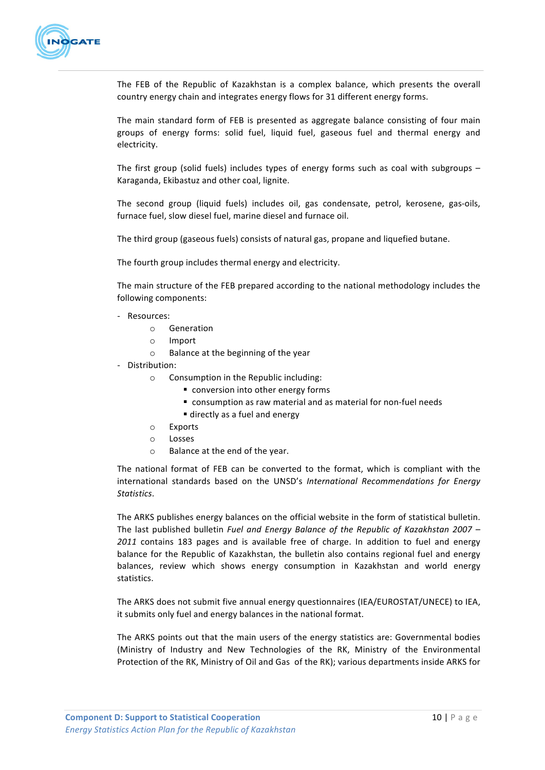The FEB of the Republic of Kazakhstan is a complex balance, which presents the overall country energy chain and integrates energy flows for 31 different energy forms.

The main standard form of FEB is presented as aggregate balance consisting of four main groups of energy forms: solid fuel, liquid fuel, gaseous fuel and thermal energy and electricity.

The first group (solid fuels) includes types of energy forms such as coal with subgroups – Karaganda, Ekibastuz and other coal, lignite.

The second group (liquid fuels) includes oil, gas condensate, petrol, kerosene, gas-oils, furnace fuel, slow diesel fuel, marine diesel and furnace oil.

The third group (gaseous fuels) consists of natural gas, propane and liquefied butane.

The fourth group includes thermal energy and electricity.

The main structure of the FEB prepared according to the national methodology includes the following components:

- Resources:
    - Generation
    - Import
    - Balance at the beginning of the year
- Distribution:
    - Consumption in the Republic including:
        - conversion into other energy forms
        - consumption as raw material and as material for non-fuel needs
        - directly as a fuel and energy
    - Exports
    - Losses
    - Balance at the end of the year.

The national format of FEB can be converted to the format, which is compliant with the international standards based on the UNSD's *International Recommendations for Energy Statistics*.

The ARKS publishes energy balances on the official website in the form of statistical bulletin. The last published bulletin *Fuel and Energy Balance of the Republic of Kazakhstan 2007 – 2011* contains 183 pages and is available free of charge. In addition to fuel and energy balance for the Republic of Kazakhstan, the bulletin also contains regional fuel and energy balances, review which shows energy consumption in Kazakhstan and world energy statistics.

The ARKS does not submit five annual energy questionnaires (IEA/EUROSTAT/UNECE) to IEA, it submits only fuel and energy balances in the national format.

The ARKS points out that the main users of the energy statistics are: Governmental bodies (Ministry of Industry and New Technologies of the RK, Ministry of the Environmental Protection of the RK, Ministry of Oil and Gas of the RK); various departments inside ARKS for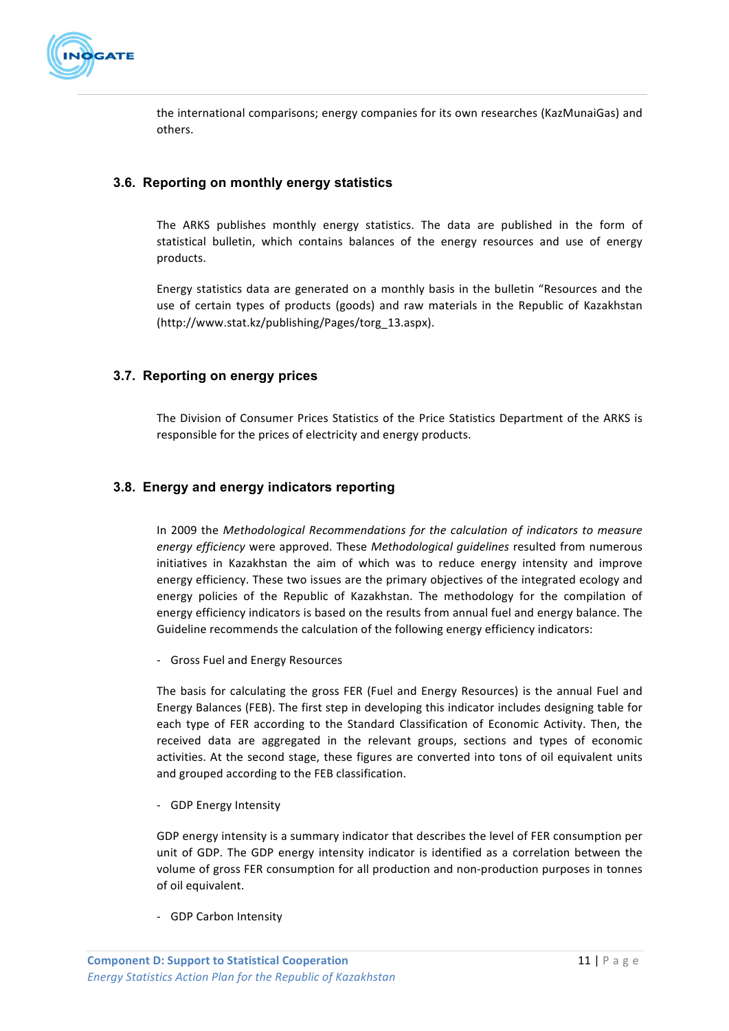the international comparisons; energy companies for its own researches (KazMunaiGas) and others.

### 3.6. Reporting on monthly energy statistics

The ARKS publishes monthly energy statistics. The data are published in the form of statistical bulletin, which contains balances of the energy resources and use of energy products.

Energy statistics data are generated on a monthly basis in the bulletin "Resources and the use of certain types of products (goods) and raw materials in the Republic of Kazakhstan (http://www.stat.kz/publishing/Pages/torg_13.aspx).

### 3.7. Reporting on energy prices

The Division of Consumer Prices Statistics of the Price Statistics Department of the ARKS is responsible for the prices of electricity and energy products.

### 3.8. Energy and energy indicators reporting

In 2009 the *Methodological Recommendations for the calculation of indicators to measure energy efficiency* were approved. These *Methodological guidelines* resulted from numerous initiatives in Kazakhstan the aim of which was to reduce energy intensity and improve energy efficiency. These two issues are the primary objectives of the integrated ecology and energy policies of the Republic of Kazakhstan. The methodology for the compilation of energy efficiency indicators is based on the results from annual fuel and energy balance. The Guideline recommends the calculation of the following energy efficiency indicators:

- Gross Fuel and Energy Resources

The basis for calculating the gross FER (Fuel and Energy Resources) is the annual Fuel and Energy Balances (FEB). The first step in developing this indicator includes designing table for each type of FER according to the Standard Classification of Economic Activity. Then, the received data are aggregated in the relevant groups, sections and types of economic activities. At the second stage, these figures are converted into tons of oil equivalent units and grouped according to the FEB classification.

- GDP Energy Intensity

GDP energy intensity is a summary indicator that describes the level of FER consumption per unit of GDP. The GDP energy intensity indicator is identified as a correlation between the volume of gross FER consumption for all production and non-production purposes in tonnes of oil equivalent.

- GDP Carbon Intensity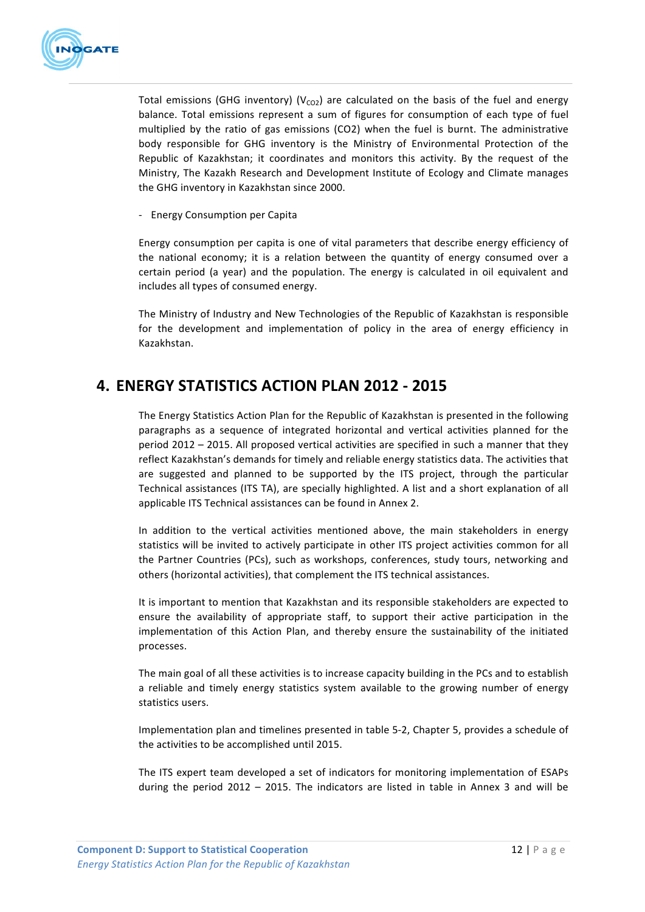Total emissions (GHG inventory) ($V_{CO2}$) are calculated on the basis of the fuel and energy balance. Total emissions represent a sum of figures for consumption of each type of fuel multiplied by the ratio of gas emissions (CO2) when the fuel is burnt. The administrative body responsible for GHG inventory is the Ministry of Environmental Protection of the Republic of Kazakhstan; it coordinates and monitors this activity. By the request of the Ministry, The Kazakh Research and Development Institute of Ecology and Climate manages the GHG inventory in Kazakhstan since 2000.

- Energy Consumption per Capita

Energy consumption per capita is one of vital parameters that describe energy efficiency of the national economy; it is a relation between the quantity of energy consumed over a certain period (a year) and the population. The energy is calculated in oil equivalent and includes all types of consumed energy.

The Ministry of Industry and New Technologies of the Republic of Kazakhstan is responsible for the development and implementation of policy in the area of energy efficiency in Kazakhstan.

# 4. ENERGY STATISTICS ACTION PLAN 2012 - 2015

The Energy Statistics Action Plan for the Republic of Kazakhstan is presented in the following paragraphs as a sequence of integrated horizontal and vertical activities planned for the period 2012 – 2015. All proposed vertical activities are specified in such a manner that they reflect Kazakhstan's demands for timely and reliable energy statistics data. The activities that are suggested and planned to be supported by the ITS project, through the particular Technical assistances (ITS TA), are specially highlighted. A list and a short explanation of all applicable ITS Technical assistances can be found in Annex 2.

In addition to the vertical activities mentioned above, the main stakeholders in energy statistics will be invited to actively participate in other ITS project activities common for all the Partner Countries (PCs), such as workshops, conferences, study tours, networking and others (horizontal activities), that complement the ITS technical assistances.

It is important to mention that Kazakhstan and its responsible stakeholders are expected to ensure the availability of appropriate staff, to support their active participation in the implementation of this Action Plan, and thereby ensure the sustainability of the initiated processes.

The main goal of all these activities is to increase capacity building in the PCs and to establish a reliable and timely energy statistics system available to the growing number of energy statistics users.

Implementation plan and timelines presented in table 5-2, Chapter 5, provides a schedule of the activities to be accomplished until 2015.

The ITS expert team developed a set of indicators for monitoring implementation of ESAPs during the period 2012 – 2015. The indicators are listed in table in Annex 3 and will be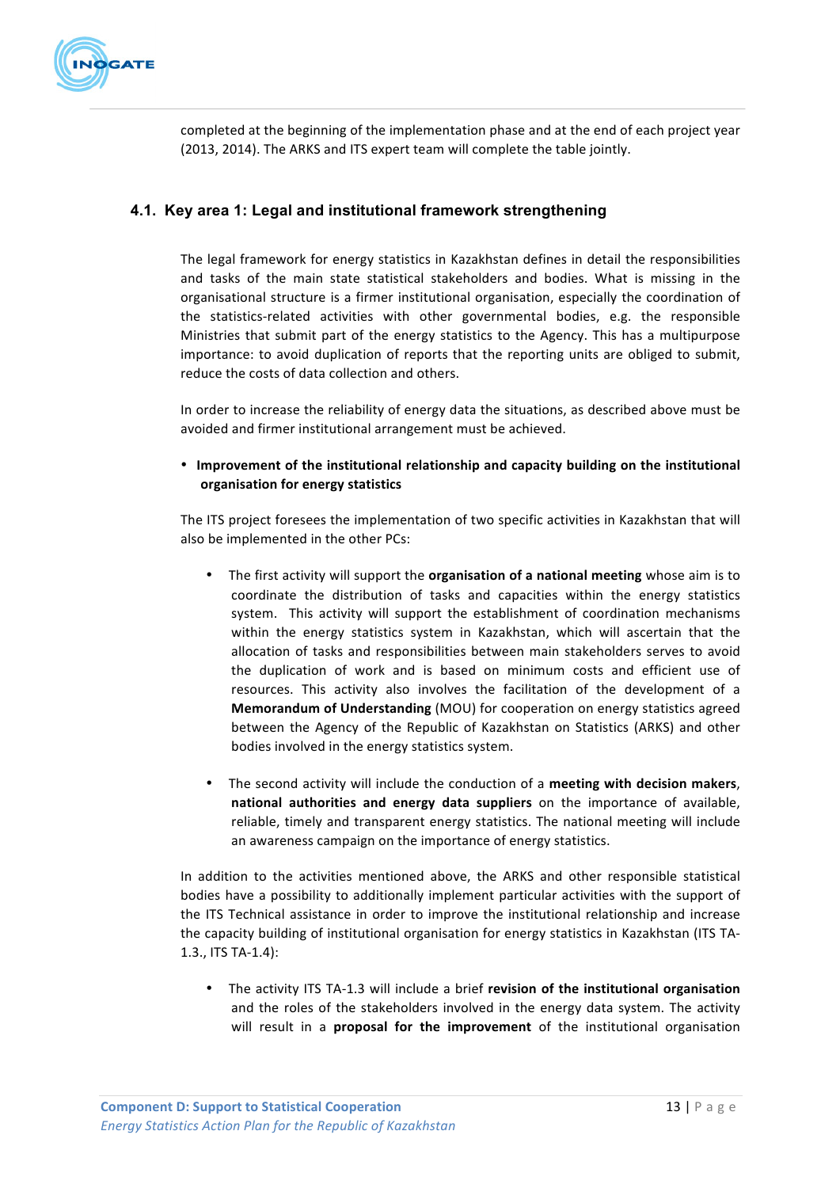completed at the beginning of the implementation phase and at the end of each project year (2013, 2014). The ARKS and ITS expert team will complete the table jointly.

### 4.1. Key area 1: Legal and institutional framework strengthening

The legal framework for energy statistics in Kazakhstan defines in detail the responsibilities and tasks of the main state statistical stakeholders and bodies. What is missing in the organisational structure is a firmer institutional organisation, especially the coordination of the statistics-related activities with other governmental bodies, e.g. the responsible Ministries that submit part of the energy statistics to the Agency. This has a multipurpose importance: to avoid duplication of reports that the reporting units are obliged to submit, reduce the costs of data collection and others.

In order to increase the reliability of energy data the situations, as described above must be avoided and firmer institutional arrangement must be achieved.

- **Improvement of the institutional relationship and capacity building on the institutional organisation for energy statistics**

The ITS project foresees the implementation of two specific activities in Kazakhstan that will also be implemented in the other PCs:

- The first activity will support the **organisation of a national meeting** whose aim is to coordinate the distribution of tasks and capacities within the energy statistics system. This activity will support the establishment of coordination mechanisms within the energy statistics system in Kazakhstan, which will ascertain that the allocation of tasks and responsibilities between main stakeholders serves to avoid the duplication of work and is based on minimum costs and efficient use of resources. This activity also involves the facilitation of the development of a **Memorandum of Understanding** (MOU) for cooperation on energy statistics agreed between the Agency of the Republic of Kazakhstan on Statistics (ARKS) and other bodies involved in the energy statistics system.

- The second activity will include the conduction of a **meeting with decision makers**, **national authorities and energy data suppliers** on the importance of available, reliable, timely and transparent energy statistics. The national meeting will include an awareness campaign on the importance of energy statistics.

In addition to the activities mentioned above, the ARKS and other responsible statistical bodies have a possibility to additionally implement particular activities with the support of the ITS Technical assistance in order to improve the institutional relationship and increase the capacity building of institutional organisation for energy statistics in Kazakhstan (ITS TA-1.3., ITS TA-1.4):

- The activity ITS TA-1.3 will include a brief **revision of the institutional organisation** and the roles of the stakeholders involved in the energy data system. The activity will result in a **proposal for the improvement** of the institutional organisation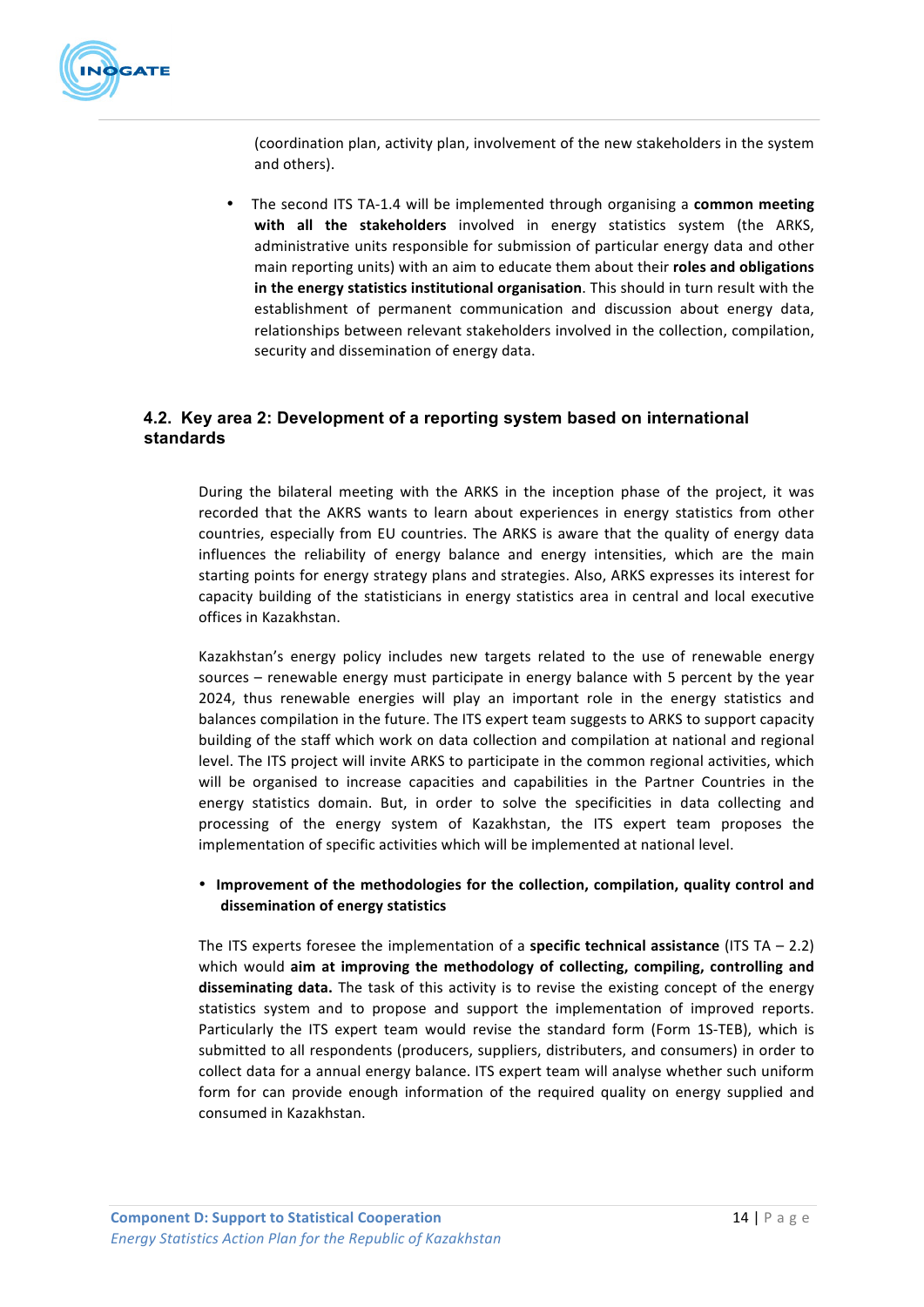(coordination plan, activity plan, involvement of the new stakeholders in the system and others).

- The second ITS TA-1.4 will be implemented through organising a **common meeting with all the stakeholders** involved in energy statistics system (the ARKS, administrative units responsible for submission of particular energy data and other main reporting units) with an aim to educate them about their **roles and obligations in the energy statistics institutional organisation**. This should in turn result with the establishment of permanent communication and discussion about energy data, relationships between relevant stakeholders involved in the collection, compilation, security and dissemination of energy data.

### 4.2. Key area 2: Development of a reporting system based on international standards

During the bilateral meeting with the ARKS in the inception phase of the project, it was recorded that the AKRS wants to learn about experiences in energy statistics from other countries, especially from EU countries. The ARKS is aware that the quality of energy data influences the reliability of energy balance and energy intensities, which are the main starting points for energy strategy plans and strategies. Also, ARKS expresses its interest for capacity building of the statisticians in energy statistics area in central and local executive offices in Kazakhstan.

Kazakhstan's energy policy includes new targets related to the use of renewable energy sources – renewable energy must participate in energy balance with 5 percent by the year 2024, thus renewable energies will play an important role in the energy statistics and balances compilation in the future. The ITS expert team suggests to ARKS to support capacity building of the staff which work on data collection and compilation at national and regional level. The ITS project will invite ARKS to participate in the common regional activities, which will be organised to increase capacities and capabilities in the Partner Countries in the energy statistics domain. But, in order to solve the specificities in data collecting and processing of the energy system of Kazakhstan, the ITS expert team proposes the implementation of specific activities which will be implemented at national level.

- **Improvement of the methodologies for the collection, compilation, quality control and dissemination of energy statistics**

The ITS experts foresee the implementation of a **specific technical assistance** (ITS TA – 2.2) which would **aim at improving the methodology of collecting, compiling, controlling and disseminating data.** The task of this activity is to revise the existing concept of the energy statistics system and to propose and support the implementation of improved reports. Particularly the ITS expert team would revise the standard form (Form 1S-TEB), which is submitted to all respondents (producers, suppliers, distributers, and consumers) in order to collect data for a annual energy balance. ITS expert team will analyse whether such uniform form for can provide enough information of the required quality on energy supplied and consumed in Kazakhstan.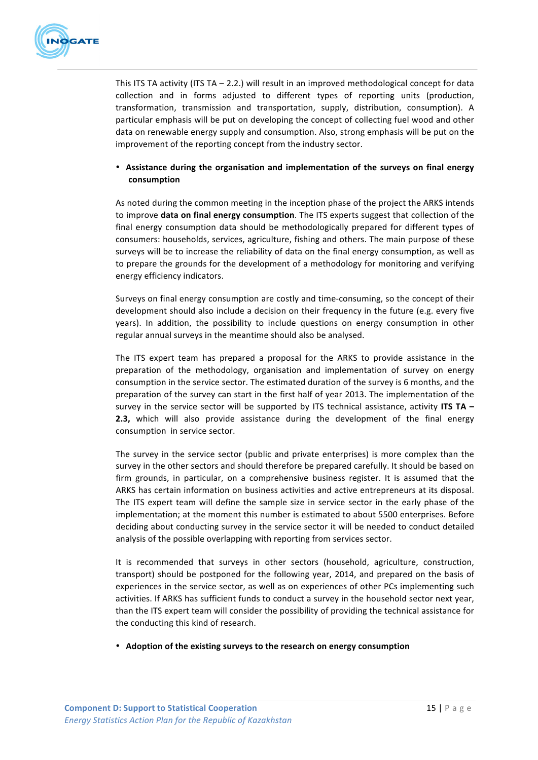This ITS TA activity (ITS TA – 2.2.) will result in an improved methodological concept for data collection and in forms adjusted to different types of reporting units (production, transformation, transmission and transportation, supply, distribution, consumption). A particular emphasis will be put on developing the concept of collecting fuel wood and other data on renewable energy supply and consumption. Also, strong emphasis will be put on the improvement of the reporting concept from the industry sector.

- **Assistance during the organisation and implementation of the surveys on final energy consumption**

As noted during the common meeting in the inception phase of the project the ARKS intends to improve **data on final energy consumption**. The ITS experts suggest that collection of the final energy consumption data should be methodologically prepared for different types of consumers: households, services, agriculture, fishing and others. The main purpose of these surveys will be to increase the reliability of data on the final energy consumption, as well as to prepare the grounds for the development of a methodology for monitoring and verifying energy efficiency indicators.

Surveys on final energy consumption are costly and time-consuming, so the concept of their development should also include a decision on their frequency in the future (e.g. every five years). In addition, the possibility to include questions on energy consumption in other regular annual surveys in the meantime should also be analysed.

The ITS expert team has prepared a proposal for the ARKS to provide assistance in the preparation of the methodology, organisation and implementation of survey on energy consumption in the service sector. The estimated duration of the survey is 6 months, and the preparation of the survey can start in the first half of year 2013. The implementation of the survey in the service sector will be supported by ITS technical assistance, activity **ITS TA – 2.3,** which will also provide assistance during the development of the final energy consumption in service sector.

The survey in the service sector (public and private enterprises) is more complex than the survey in the other sectors and should therefore be prepared carefully. It should be based on firm grounds, in particular, on a comprehensive business register. It is assumed that the ARKS has certain information on business activities and active entrepreneurs at its disposal. The ITS expert team will define the sample size in service sector in the early phase of the implementation; at the moment this number is estimated to about 5500 enterprises. Before deciding about conducting survey in the service sector it will be needed to conduct detailed analysis of the possible overlapping with reporting from services sector.

It is recommended that surveys in other sectors (household, agriculture, construction, transport) should be postponed for the following year, 2014, and prepared on the basis of experiences in the service sector, as well as on experiences of other PCs implementing such activities. If ARKS has sufficient funds to conduct a survey in the household sector next year, than the ITS expert team will consider the possibility of providing the technical assistance for the conducting this kind of research.

- **Adoption of the existing surveys to the research on energy consumption**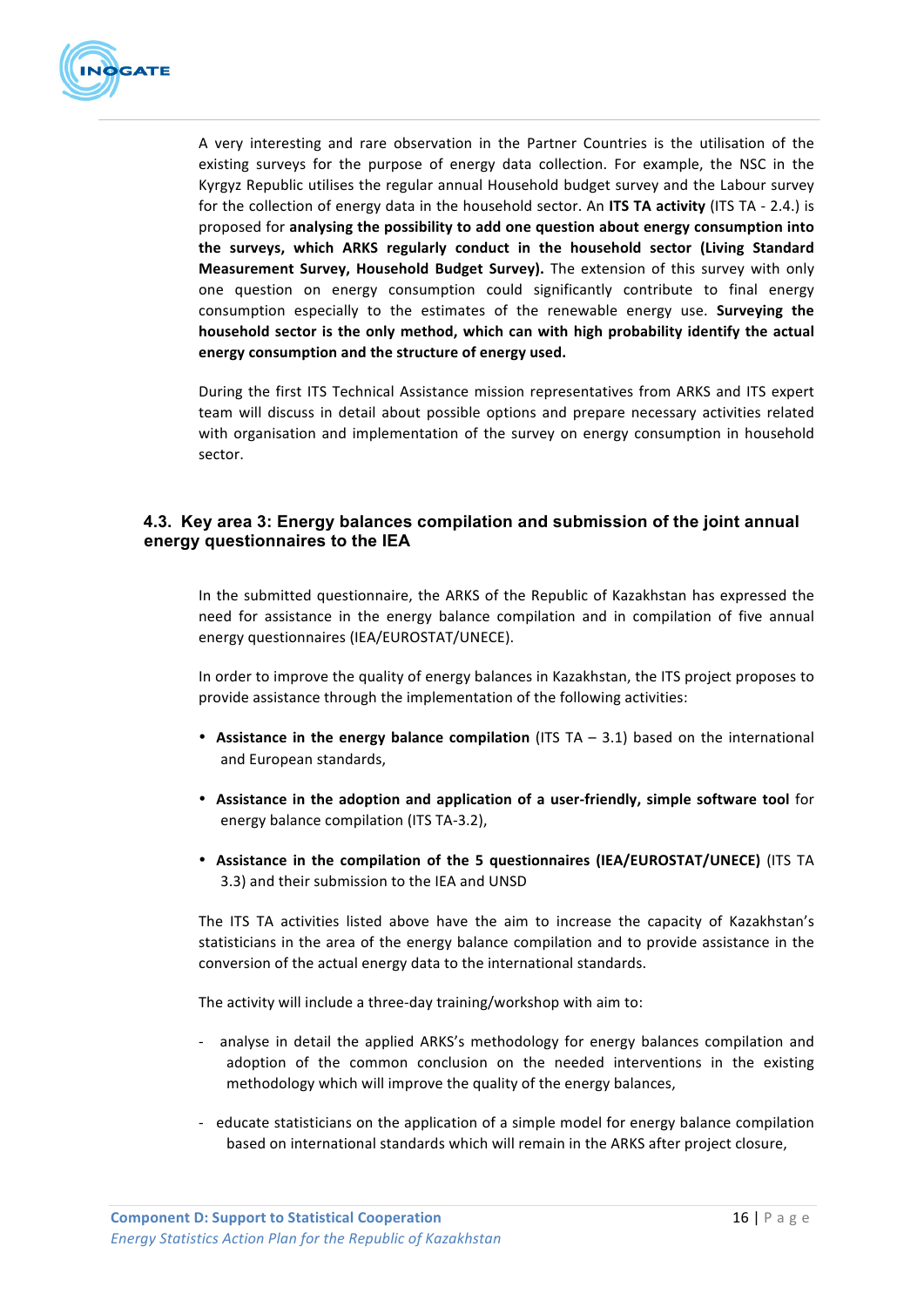A very interesting and rare observation in the Partner Countries is the utilisation of the existing surveys for the purpose of energy data collection. For example, the NSC in the Kyrgyz Republic utilises the regular annual Household budget survey and the Labour survey for the collection of energy data in the household sector. An **ITS TA activity** (ITS TA - 2.4.) is proposed for **analysing the possibility to add one question about energy consumption into the surveys, which ARKS regularly conduct in the household sector (Living Standard Measurement Survey, Household Budget Survey).** The extension of this survey with only one question on energy consumption could significantly contribute to final energy consumption especially to the estimates of the renewable energy use. **Surveying the household sector is the only method, which can with high probability identify the actual energy consumption and the structure of energy used.**

During the first ITS Technical Assistance mission representatives from ARKS and ITS expert team will discuss in detail about possible options and prepare necessary activities related with organisation and implementation of the survey on energy consumption in household sector.

### 4.3. Key area 3: Energy balances compilation and submission of the joint annual energy questionnaires to the IEA

In the submitted questionnaire, the ARKS of the Republic of Kazakhstan has expressed the need for assistance in the energy balance compilation and in compilation of five annual energy questionnaires (IEA/EUROSTAT/UNECE).

In order to improve the quality of energy balances in Kazakhstan, the ITS project proposes to provide assistance through the implementation of the following activities:

- **Assistance in the energy balance compilation** (ITS TA – 3.1) based on the international and European standards,
- **Assistance in the adoption and application of a user-friendly, simple software tool** for energy balance compilation (ITS TA-3.2),
- **Assistance in the compilation of the 5 questionnaires (IEA/EUROSTAT/UNECE)** (ITS TA 3.3) and their submission to the IEA and UNSD

The ITS TA activities listed above have the aim to increase the capacity of Kazakhstan's statisticians in the area of the energy balance compilation and to provide assistance in the conversion of the actual energy data to the international standards.

The activity will include a three-day training/workshop with aim to:

- analyse in detail the applied ARKS's methodology for energy balances compilation and adoption of the common conclusion on the needed interventions in the existing methodology which will improve the quality of the energy balances,
- educate statisticians on the application of a simple model for energy balance compilation based on international standards which will remain in the ARKS after project closure,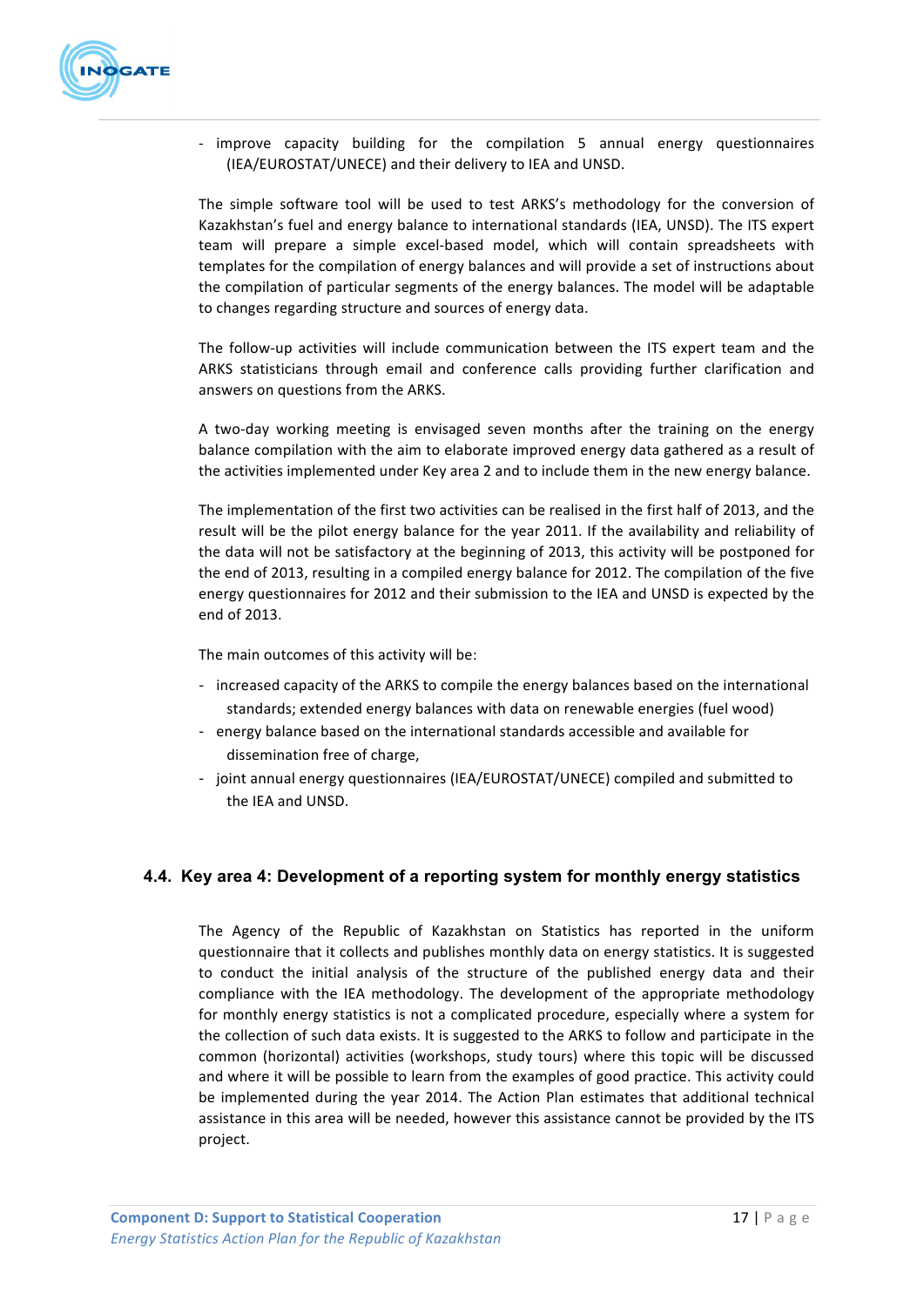- improve capacity building for the compilation 5 annual energy questionnaires (IEA/EUROSTAT/UNECE) and their delivery to IEA and UNSD.

The simple software tool will be used to test ARKS's methodology for the conversion of Kazakhstan's fuel and energy balance to international standards (IEA, UNSD). The ITS expert team will prepare a simple excel-based model, which will contain spreadsheets with templates for the compilation of energy balances and will provide a set of instructions about the compilation of particular segments of the energy balances. The model will be adaptable to changes regarding structure and sources of energy data.

The follow-up activities will include communication between the ITS expert team and the ARKS statisticians through email and conference calls providing further clarification and answers on questions from the ARKS.

A two-day working meeting is envisaged seven months after the training on the energy balance compilation with the aim to elaborate improved energy data gathered as a result of the activities implemented under Key area 2 and to include them in the new energy balance.

The implementation of the first two activities can be realised in the first half of 2013, and the result will be the pilot energy balance for the year 2011. If the availability and reliability of the data will not be satisfactory at the beginning of 2013, this activity will be postponed for the end of 2013, resulting in a compiled energy balance for 2012. The compilation of the five energy questionnaires for 2012 and their submission to the IEA and UNSD is expected by the end of 2013.

The main outcomes of this activity will be:

- increased capacity of the ARKS to compile the energy balances based on the international standards; extended energy balances with data on renewable energies (fuel wood)
- energy balance based on the international standards accessible and available for dissemination free of charge,
- joint annual energy questionnaires (IEA/EUROSTAT/UNECE) compiled and submitted to the IEA and UNSD.

## 4.4. Key area 4: Development of a reporting system for monthly energy statistics

The Agency of the Republic of Kazakhstan on Statistics has reported in the uniform questionnaire that it collects and publishes monthly data on energy statistics. It is suggested to conduct the initial analysis of the structure of the published energy data and their compliance with the IEA methodology. The development of the appropriate methodology for monthly energy statistics is not a complicated procedure, especially where a system for the collection of such data exists. It is suggested to the ARKS to follow and participate in the common (horizontal) activities (workshops, study tours) where this topic will be discussed and where it will be possible to learn from the examples of good practice. This activity could be implemented during the year 2014. The Action Plan estimates that additional technical assistance in this area will be needed, however this assistance cannot be provided by the ITS project.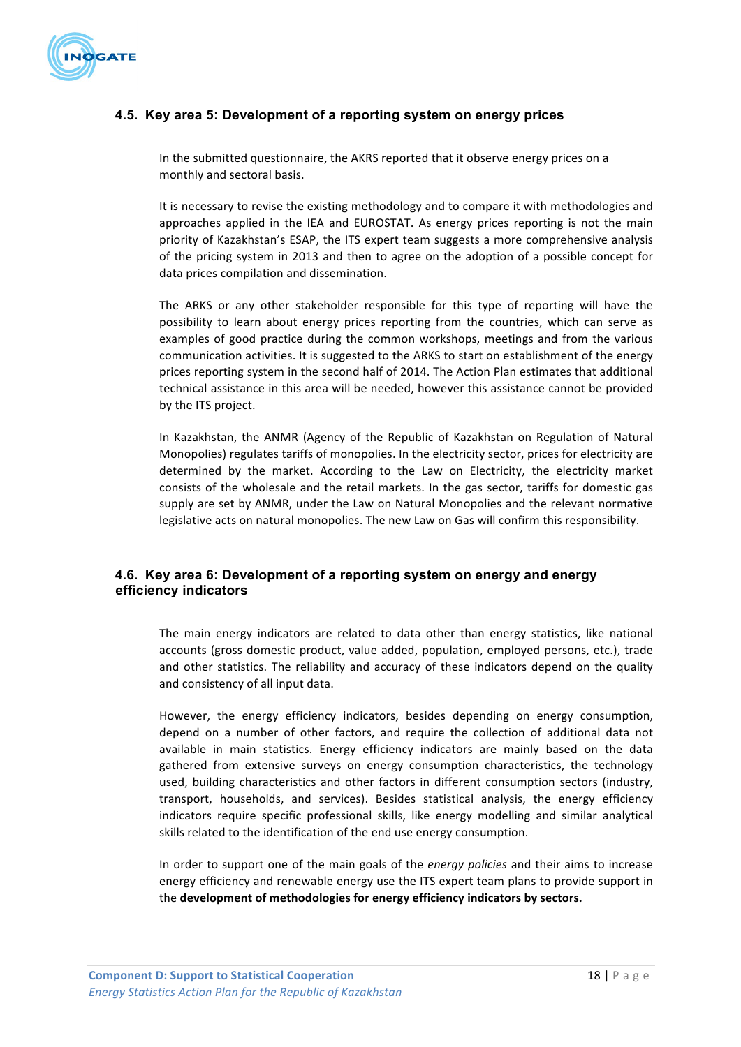## 4.5. Key area 5: Development of a reporting system on energy prices

In the submitted questionnaire, the AKRS reported that it observe energy prices on a monthly and sectoral basis.

It is necessary to revise the existing methodology and to compare it with methodologies and approaches applied in the IEA and EUROSTAT. As energy prices reporting is not the main priority of Kazakhstan's ESAP, the ITS expert team suggests a more comprehensive analysis of the pricing system in 2013 and then to agree on the adoption of a possible concept for data prices compilation and dissemination.

The ARKS or any other stakeholder responsible for this type of reporting will have the possibility to learn about energy prices reporting from the countries, which can serve as examples of good practice during the common workshops, meetings and from the various communication activities. It is suggested to the ARKS to start on establishment of the energy prices reporting system in the second half of 2014. The Action Plan estimates that additional technical assistance in this area will be needed, however this assistance cannot be provided by the ITS project.

In Kazakhstan, the ANMR (Agency of the Republic of Kazakhstan on Regulation of Natural Monopolies) regulates tariffs of monopolies. In the electricity sector, prices for electricity are determined by the market. According to the Law on Electricity, the electricity market consists of the wholesale and the retail markets. In the gas sector, tariffs for domestic gas supply are set by ANMR, under the Law on Natural Monopolies and the relevant normative legislative acts on natural monopolies. The new Law on Gas will confirm this responsibility.

## 4.6. Key area 6: Development of a reporting system on energy and energy efficiency indicators

The main energy indicators are related to data other than energy statistics, like national accounts (gross domestic product, value added, population, employed persons, etc.), trade and other statistics. The reliability and accuracy of these indicators depend on the quality and consistency of all input data.

However, the energy efficiency indicators, besides depending on energy consumption, depend on a number of other factors, and require the collection of additional data not available in main statistics. Energy efficiency indicators are mainly based on the data gathered from extensive surveys on energy consumption characteristics, the technology used, building characteristics and other factors in different consumption sectors (industry, transport, households, and services). Besides statistical analysis, the energy efficiency indicators require specific professional skills, like energy modelling and similar analytical skills related to the identification of the end use energy consumption.

In order to support one of the main goals of the *energy policies* and their aims to increase energy efficiency and renewable energy use the ITS expert team plans to provide support in the **development of methodologies for energy efficiency indicators by sectors.**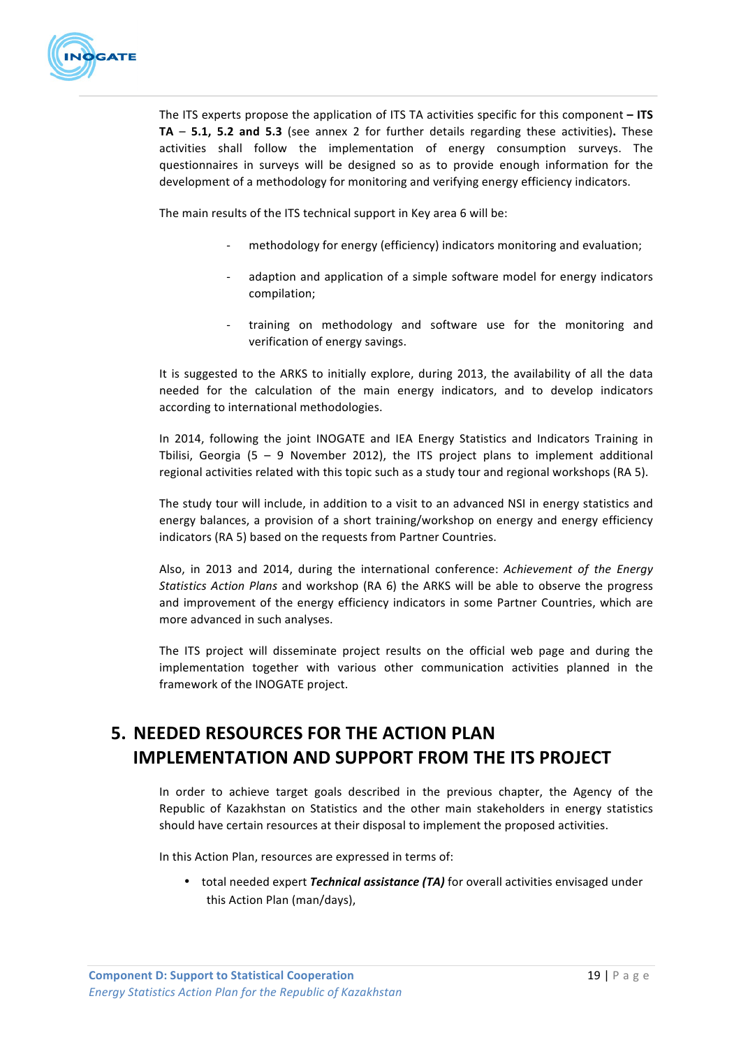The ITS experts propose the application of ITS TA activities specific for this component **– ITS TA – 5.1, 5.2 and 5.3** (see annex 2 for further details regarding these activities)**.** These activities shall follow the implementation of energy consumption surveys. The questionnaires in surveys will be designed so as to provide enough information for the development of a methodology for monitoring and verifying energy efficiency indicators.

The main results of the ITS technical support in Key area 6 will be:

- methodology for energy (efficiency) indicators monitoring and evaluation;
- adaption and application of a simple software model for energy indicators compilation;
- training on methodology and software use for the monitoring and verification of energy savings.

It is suggested to the ARKS to initially explore, during 2013, the availability of all the data needed for the calculation of the main energy indicators, and to develop indicators according to international methodologies.

In 2014, following the joint INOGATE and IEA Energy Statistics and Indicators Training in Tbilisi, Georgia (5 – 9 November 2012), the ITS project plans to implement additional regional activities related with this topic such as a study tour and regional workshops (RA 5).

The study tour will include, in addition to a visit to an advanced NSI in energy statistics and energy balances, a provision of a short training/workshop on energy and energy efficiency indicators (RA 5) based on the requests from Partner Countries.

Also, in 2013 and 2014, during the international conference: *Achievement of the Energy Statistics Action Plans* and workshop (RA 6) the ARKS will be able to observe the progress and improvement of the energy efficiency indicators in some Partner Countries, which are more advanced in such analyses.

The ITS project will disseminate project results on the official web page and during the implementation together with various other communication activities planned in the framework of the INOGATE project.

# 5. NEEDED RESOURCES FOR THE ACTION PLAN IMPLEMENTATION AND SUPPORT FROM THE ITS PROJECT

In order to achieve target goals described in the previous chapter, the Agency of the Republic of Kazakhstan on Statistics and the other main stakeholders in energy statistics should have certain resources at their disposal to implement the proposed activities.

In this Action Plan, resources are expressed in terms of:

- total needed expert ***Technical assistance (TA)*** for overall activities envisaged under this Action Plan (man/days),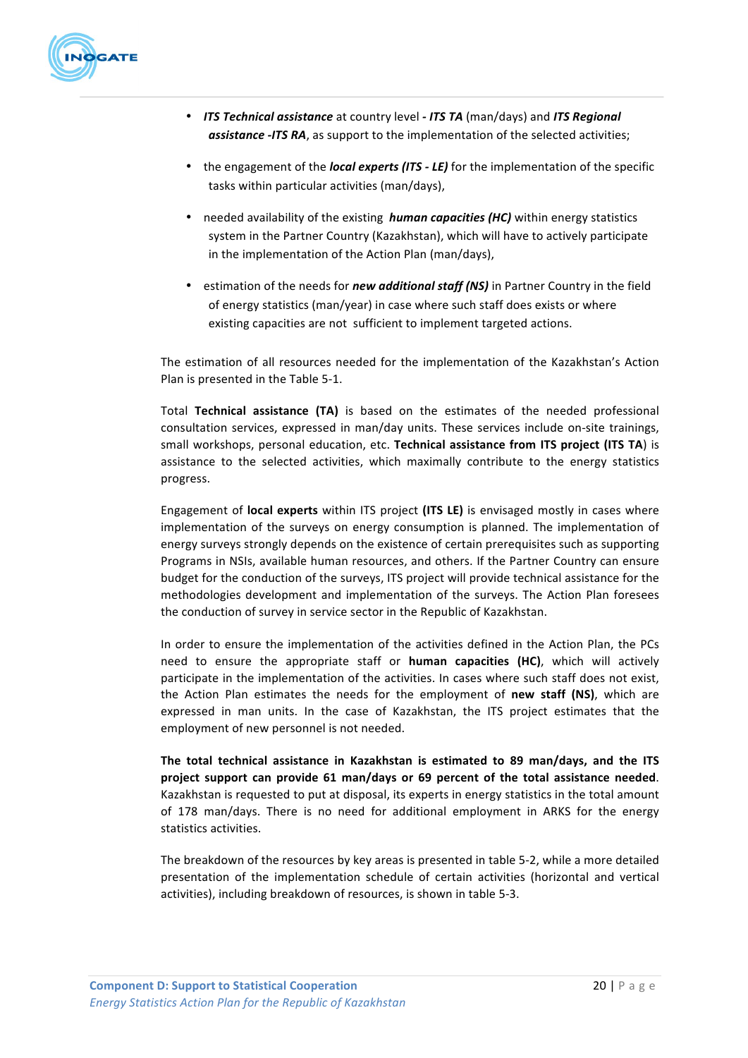- ***ITS Technical assistance*** at country level **-** ***ITS TA*** (man/days) and ***ITS Regional assistance -ITS RA***, as support to the implementation of the selected activities;
- the engagement of the ***local experts (ITS - LE)*** for the implementation of the specific tasks within particular activities (man/days),
- needed availability of the existing ***human capacities (HC)*** within energy statistics system in the Partner Country (Kazakhstan), which will have to actively participate in the implementation of the Action Plan (man/days),
- estimation of the needs for ***new additional staff (NS)*** in Partner Country in the field of energy statistics (man/year) in case where such staff does exists or where existing capacities are not sufficient to implement targeted actions.

The estimation of all resources needed for the implementation of the Kazakhstan's Action Plan is presented in the Table 5-1.

Total **Technical assistance (TA)** is based on the estimates of the needed professional consultation services, expressed in man/day units. These services include on-site trainings, small workshops, personal education, etc. **Technical assistance from ITS project (ITS TA**) is assistance to the selected activities, which maximally contribute to the energy statistics progress.

Engagement of **local experts** within ITS project **(ITS LE)** is envisaged mostly in cases where implementation of the surveys on energy consumption is planned. The implementation of energy surveys strongly depends on the existence of certain prerequisites such as supporting Programs in NSIs, available human resources, and others. If the Partner Country can ensure budget for the conduction of the surveys, ITS project will provide technical assistance for the methodologies development and implementation of the surveys. The Action Plan foresees the conduction of survey in service sector in the Republic of Kazakhstan.

In order to ensure the implementation of the activities defined in the Action Plan, the PCs need to ensure the appropriate staff or **human capacities (HC)**, which will actively participate in the implementation of the activities. In cases where such staff does not exist, the Action Plan estimates the needs for the employment of **new staff (NS)**, which are expressed in man units. In the case of Kazakhstan, the ITS project estimates that the employment of new personnel is not needed.

**The total technical assistance in Kazakhstan is estimated to 89 man/days, and the ITS project support can provide 61 man/days or 69 percent of the total assistance needed**. Kazakhstan is requested to put at disposal, its experts in energy statistics in the total amount of 178 man/days. There is no need for additional employment in ARKS for the energy statistics activities.

The breakdown of the resources by key areas is presented in table 5-2, while a more detailed presentation of the implementation schedule of certain activities (horizontal and vertical activities), including breakdown of resources, is shown in table 5-3.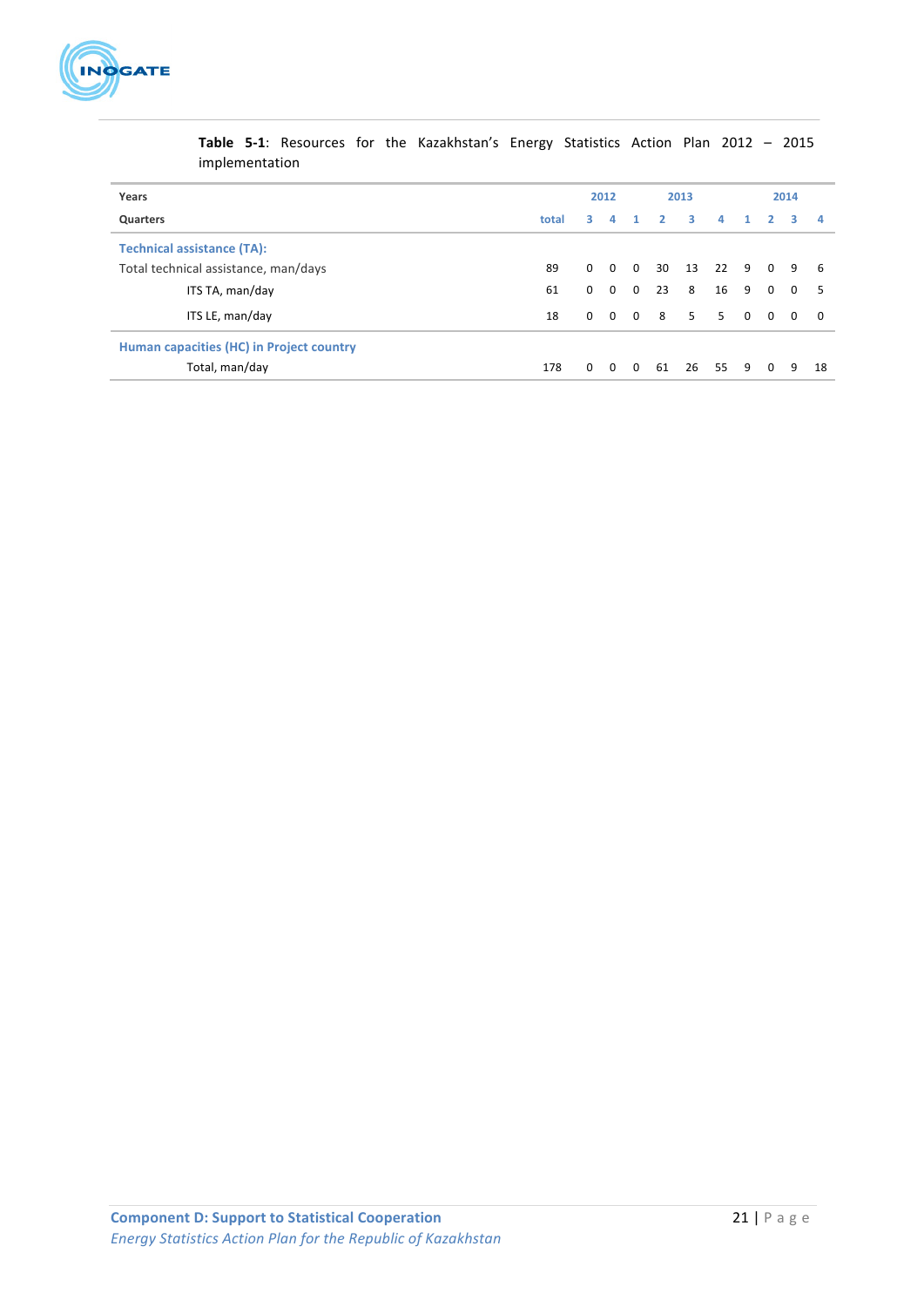**Table 5-1**: Resources for the Kazakhstan's Energy Statistics Action Plan 2012 – 2015 implementation

| Years | | 2012 | | 2013 | | | | 2014 | | | |
|---|---|---|---|---|---|---|---|---|---|---|---|
| Quarters | total | 3 | 4 | 1 | 2 | 3 | 4 | 1 | 2 | 3 | 4 |
| **Technical assistance (TA):** | | | | | | | | | | | |
| Total technical assistance, man/days | 89 | 0 | 0 | 0 | 30 | 13 | 22 | 9 | 0 | 9 | 6 |
| ITS TA, man/day | 61 | 0 | 0 | 0 | 23 | 8 | 16 | 9 | 0 | 0 | 5 |
| ITS LE, man/day | 18 | 0 | 0 | 0 | 8 | 5 | 5 | 0 | 0 | 0 | 0 |
| **Human capacities (HC) in Project country** | | | | | | | | | | | |
| Total, man/day | 178 | 0 | 0 | 0 | 61 | 26 | 55 | 9 | 0 | 9 | 18 |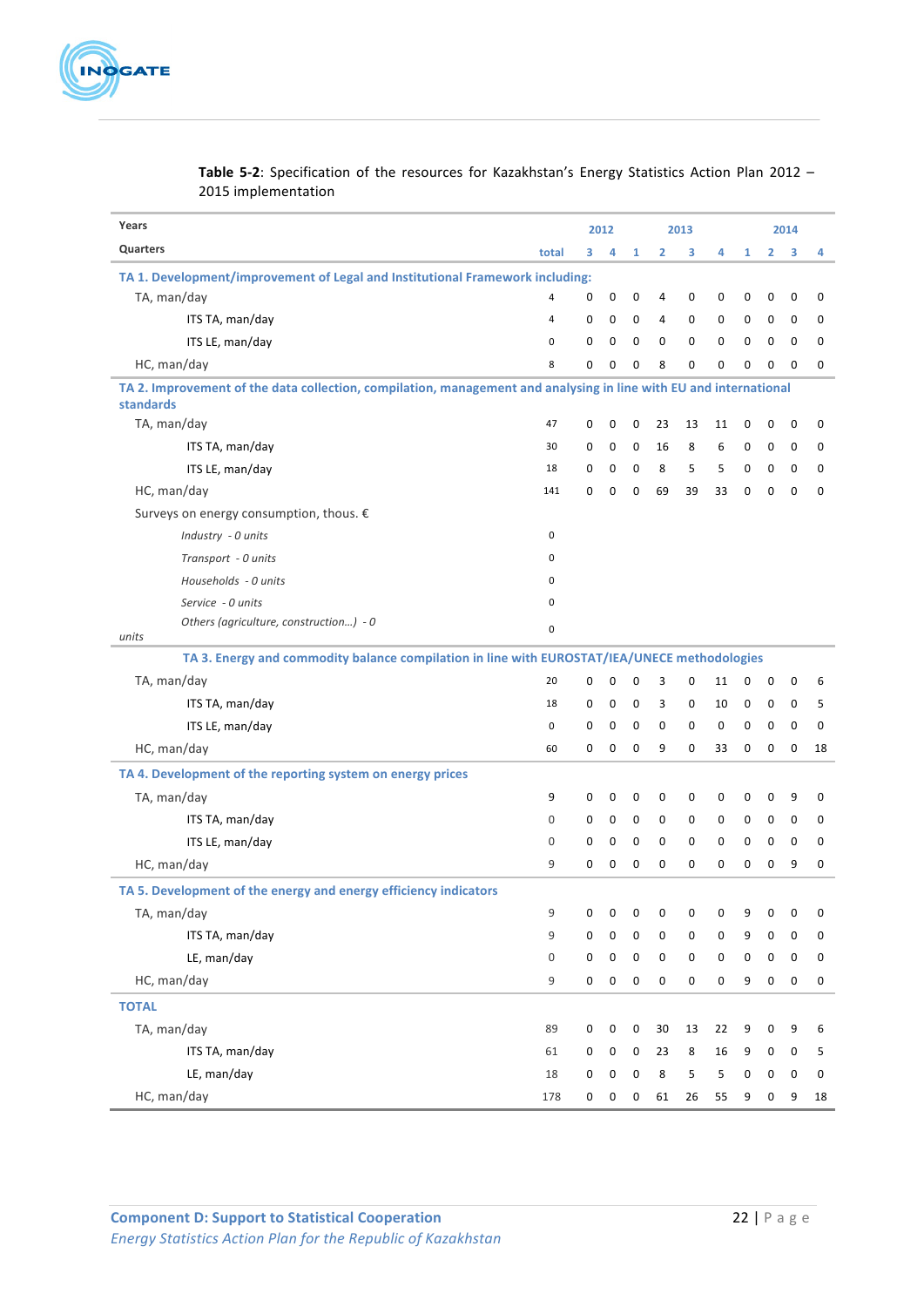**Table 5-2**: Specification of the resources for Kazakhstan's Energy Statistics Action Plan 2012 – 2015 implementation

| Years | | 2012 | | 2013 | | | | 2014 | | | |
|---|---|---|---|---|---|---|---|---|---|---|---|
| Quarters | total | 3 | 4 | 1 | 2 | 3 | 4 | 1 | 2 | 3 | 4 |
| **TA 1. Development/improvement of Legal and Institutional Framework including:** | | | | | | | | | | | |
| TA, man/day | 4 | 0 | 0 | 0 | 4 | 0 | 0 | 0 | 0 | 0 | 0 |
| ITS TA, man/day | 4 | 0 | 0 | 0 | 4 | 0 | 0 | 0 | 0 | 0 | 0 |
| ITS LE, man/day | 0 | 0 | 0 | 0 | 0 | 0 | 0 | 0 | 0 | 0 | 0 |
| HC, man/day | 8 | 0 | 0 | 0 | 8 | 0 | 0 | 0 | 0 | 0 | 0 |
| **TA 2. Improvement of the data collection, compilation, management and analysing in line with EU and international standards** | | | | | | | | | | | |
| TA, man/day | 47 | 0 | 0 | 0 | 23 | 13 | 11 | 0 | 0 | 0 | 0 |
| ITS TA, man/day | 30 | 0 | 0 | 0 | 16 | 8 | 6 | 0 | 0 | 0 | 0 |
| ITS LE, man/day | 18 | 0 | 0 | 0 | 8 | 5 | 5 | 0 | 0 | 0 | 0 |
| HC, man/day | 141 | 0 | 0 | 0 | 69 | 39 | 33 | 0 | 0 | 0 | 0 |
| Surveys on energy consumption, thous. € | | | | | | | | | | | |
| *Industry - 0 units* | 0 | | | | | | | | | | |
| *Transport - 0 units* | 0 | | | | | | | | | | |
| *Households - 0 units* | 0 | | | | | | | | | | |
| *Service - 0 units* | 0 | | | | | | | | | | |
| *Others (agriculture, construction…) - 0 units* | 0 | | | | | | | | | | |
| **TA 3. Energy and commodity balance compilation in line with EUROSTAT/IEA/UNECE methodologies** | | | | | | | | | | | |
| TA, man/day | 20 | 0 | 0 | 0 | 3 | 0 | 11 | 0 | 0 | 0 | 6 |
| ITS TA, man/day | 18 | 0 | 0 | 0 | 3 | 0 | 10 | 0 | 0 | 0 | 5 |
| ITS LE, man/day | 0 | 0 | 0 | 0 | 0 | 0 | 0 | 0 | 0 | 0 | 0 |
| HC, man/day | 60 | 0 | 0 | 0 | 9 | 0 | 33 | 0 | 0 | 0 | 18 |
| **TA 4. Development of the reporting system on energy prices** | | | | | | | | | | | |
| TA, man/day | 9 | 0 | 0 | 0 | 0 | 0 | 0 | 0 | 0 | 9 | 0 |
| ITS TA, man/day | 0 | 0 | 0 | 0 | 0 | 0 | 0 | 0 | 0 | 0 | 0 |
| ITS LE, man/day | 0 | 0 | 0 | 0 | 0 | 0 | 0 | 0 | 0 | 0 | 0 |
| HC, man/day | 9 | 0 | 0 | 0 | 0 | 0 | 0 | 0 | 0 | 9 | 0 |
| **TA 5. Development of the energy and energy efficiency indicators** | | | | | | | | | | | |
| TA, man/day | 9 | 0 | 0 | 0 | 0 | 0 | 0 | 9 | 0 | 0 | 0 |
| ITS TA, man/day | 9 | 0 | 0 | 0 | 0 | 0 | 0 | 9 | 0 | 0 | 0 |
| LE, man/day | 0 | 0 | 0 | 0 | 0 | 0 | 0 | 0 | 0 | 0 | 0 |
| HC, man/day | 9 | 0 | 0 | 0 | 0 | 0 | 0 | 9 | 0 | 0 | 0 |
| **TOTAL** | | | | | | | | | | | |
| TA, man/day | 89 | 0 | 0 | 0 | 30 | 13 | 22 | 9 | 0 | 9 | 6 |
| ITS TA, man/day | 61 | 0 | 0 | 0 | 23 | 8 | 16 | 9 | 0 | 0 | 5 |
| LE, man/day | 18 | 0 | 0 | 0 | 8 | 5 | 5 | 0 | 0 | 0 | 0 |
| HC, man/day | 178 | 0 | 0 | 0 | 61 | 26 | 55 | 9 | 0 | 9 | 18 |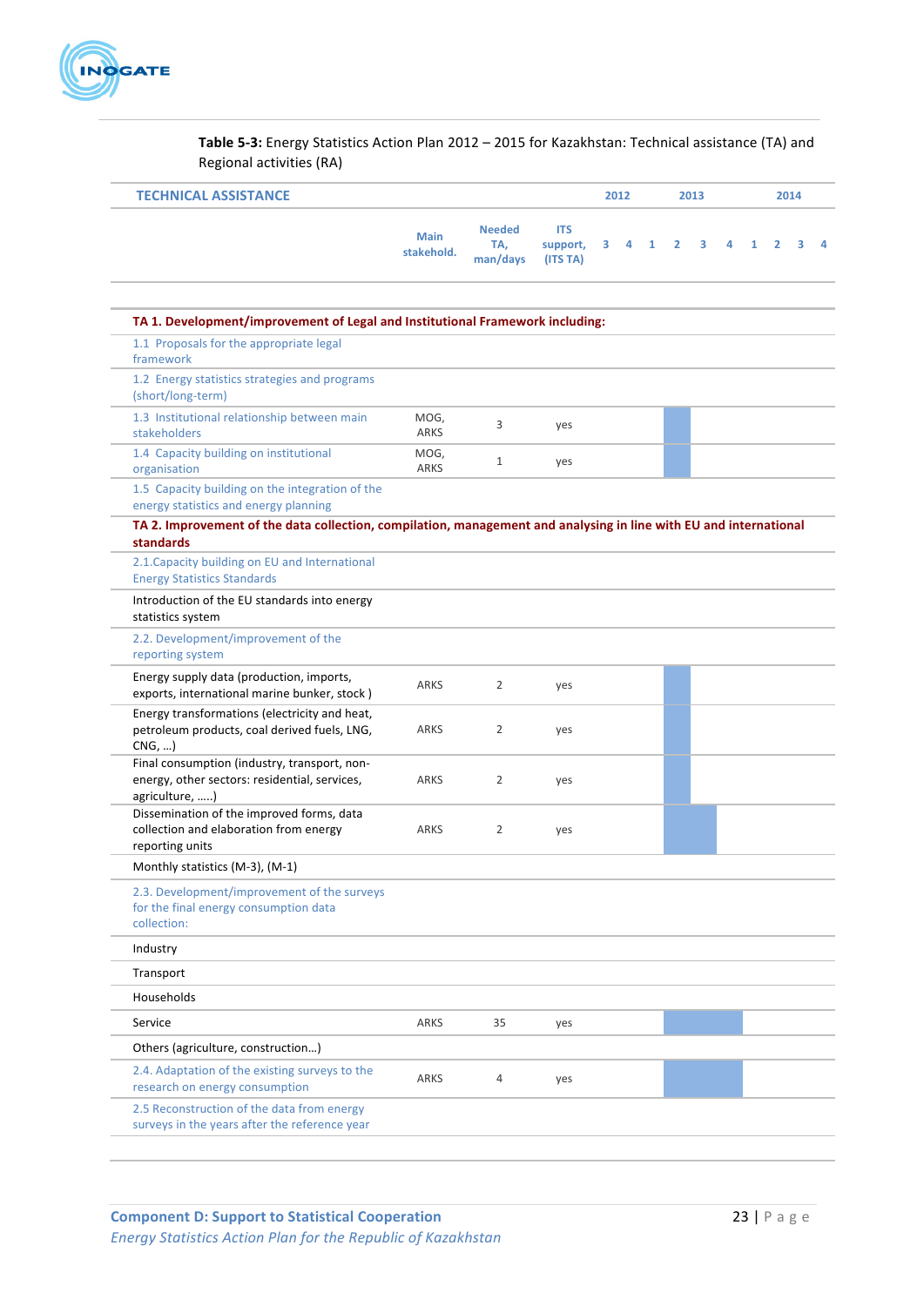**Table 5-3:** Energy Statistics Action Plan 2012 – 2015 for Kazakhstan: Technical assistance (TA) and Regional activities (RA)

| TECHNICAL ASSISTANCE | Main stakehold. | Needed TA, man/days | ITS support, (ITS TA) | 2012 | | 2013 | | | | 2014 | | | |
|---|---|---|---|---|---|---|---|---|---|---|---|---|---|
| | | | | 3 | 4 | 1 | 2 | 3 | 4 | 1 | 2 | 3 | 4 |
| **TA 1. Development/improvement of Legal and Institutional Framework including:** | | | | | | | | | | | | | |
| 1.1 Proposals for the appropriate legal framework | | | | | | | | | | | | | |
| 1.2 Energy statistics strategies and programs (short/long-term) | | | | | | | | | | | | | |
| 1.3 Institutional relationship between main stakeholders | MOG, ARKS | 3 | yes | | | | ■ | | | | | | |
| 1.4 Capacity building on institutional organisation | MOG, ARKS | 1 | yes | | | | ■ | | | | | | |
| 1.5 Capacity building on the integration of the energy statistics and energy planning | | | | | | | | | | | | | |
| **TA 2. Improvement of the data collection, compilation, management and analysing in line with EU and international standards** | | | | | | | | | | | | | |
| 2.1.Capacity building on EU and International Energy Statistics Standards | | | | | | | | | | | | | |
| Introduction of the EU standards into energy statistics system | | | | | | | | | | | | | |
| 2.2. Development/improvement of the reporting system | | | | | | | | | | | | | |
| Energy supply data (production, imports, exports, international marine bunker, stock ) | ARKS | 2 | yes | | | | ■ | | | | | | |
| Energy transformations (electricity and heat, petroleum products, coal derived fuels, LNG, CNG, …) | ARKS | 2 | yes | | | | ■ | | | | | | |
| Final consumption (industry, transport, non-energy, other sectors: residential, services, agriculture, …..) | ARKS | 2 | yes | | | | ■ | | | | | | |
| Dissemination of the improved forms, data collection and elaboration from energy reporting units | ARKS | 2 | yes | | | | ■ | ■ | | | | | |
| Monthly statistics (M-3), (M-1) | | | | | | | | | | | | | |
| 2.3. Development/improvement of the surveys for the final energy consumption data collection: | | | | | | | | | | | | | |
| Industry | | | | | | | | | | | | | |
| Transport | | | | | | | | | | | | | |
| Households | | | | | | | | | | | | | |
| Service | ARKS | 35 | yes | | | | ■ | ■ | ■ | | | | |
| Others (agriculture, construction…) | | | | | | | | | | | | | |
| 2.4. Adaptation of the existing surveys to the research on energy consumption | ARKS | 4 | yes | | | | ■ | ■ | ■ | | | | |
| 2.5 Reconstruction of the data from energy surveys in the years after the reference year | | | | | | | | | | | | | |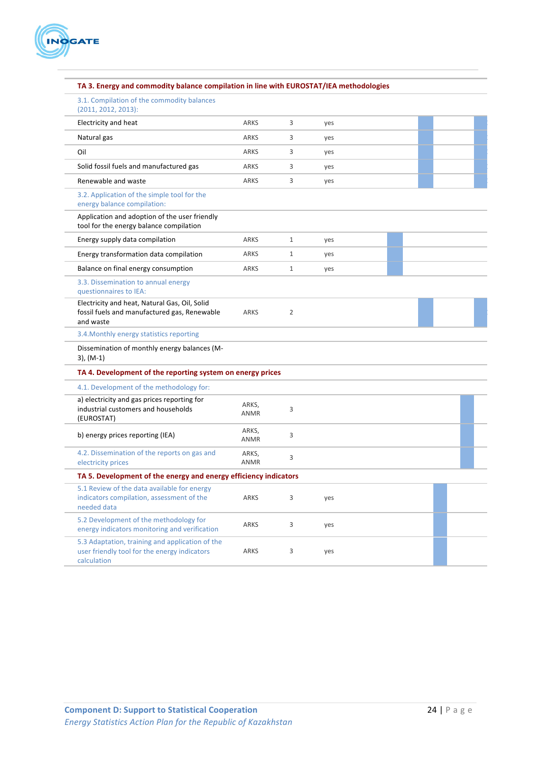| TA 3. Energy and commodity balance compilation in line with EUROSTAT/IEA methodologies | | | |
|---|---|---|---|
| 3.1. Compilation of the commodity balances (2011, 2012, 2013): | | | |
| Electricity and heat | ARKS | 3 | yes |
| Natural gas | ARKS | 3 | yes |
| Oil | ARKS | 3 | yes |
| Solid fossil fuels and manufactured gas | ARKS | 3 | yes |
| Renewable and waste | ARKS | 3 | yes |
| 3.2. Application of the simple tool for the energy balance compilation: | | | |
| Application and adoption of the user friendly tool for the energy balance compilation | | | |
| Energy supply data compilation | ARKS | 1 | yes |
| Energy transformation data compilation | ARKS | 1 | yes |
| Balance on final energy consumption | ARKS | 1 | yes |
| 3.3. Dissemination to annual energy questionnaires to IEA: | | | |
| Electricity and heat, Natural Gas, Oil, Solid fossil fuels and manufactured gas, Renewable and waste | ARKS | 2 | |
| 3.4.Monthly energy statistics reporting | | | |
| Dissemination of monthly energy balances (M-3), (M-1) | | | |
| **TA 4. Development of the reporting system on energy prices** | | | |
| 4.1. Development of the methodology for: | | | |
| a) electricity and gas prices reporting for industrial customers and households (EUROSTAT) | ARKS, ANMR | 3 | |
| b) energy prices reporting (IEA) | ARKS, ANMR | 3 | |
| 4.2. Dissemination of the reports on gas and electricity prices | ARKS, ANMR | 3 | |
| **TA 5. Development of the energy and energy efficiency indicators** | | | |
| 5.1 Review of the data available for energy indicators compilation, assessment of the needed data | ARKS | 3 | yes |
| 5.2 Development of the methodology for energy indicators monitoring and verification | ARKS | 3 | yes |
| 5.3 Adaptation, training and application of the user friendly tool for the energy indicators calculation | ARKS | 3 | yes |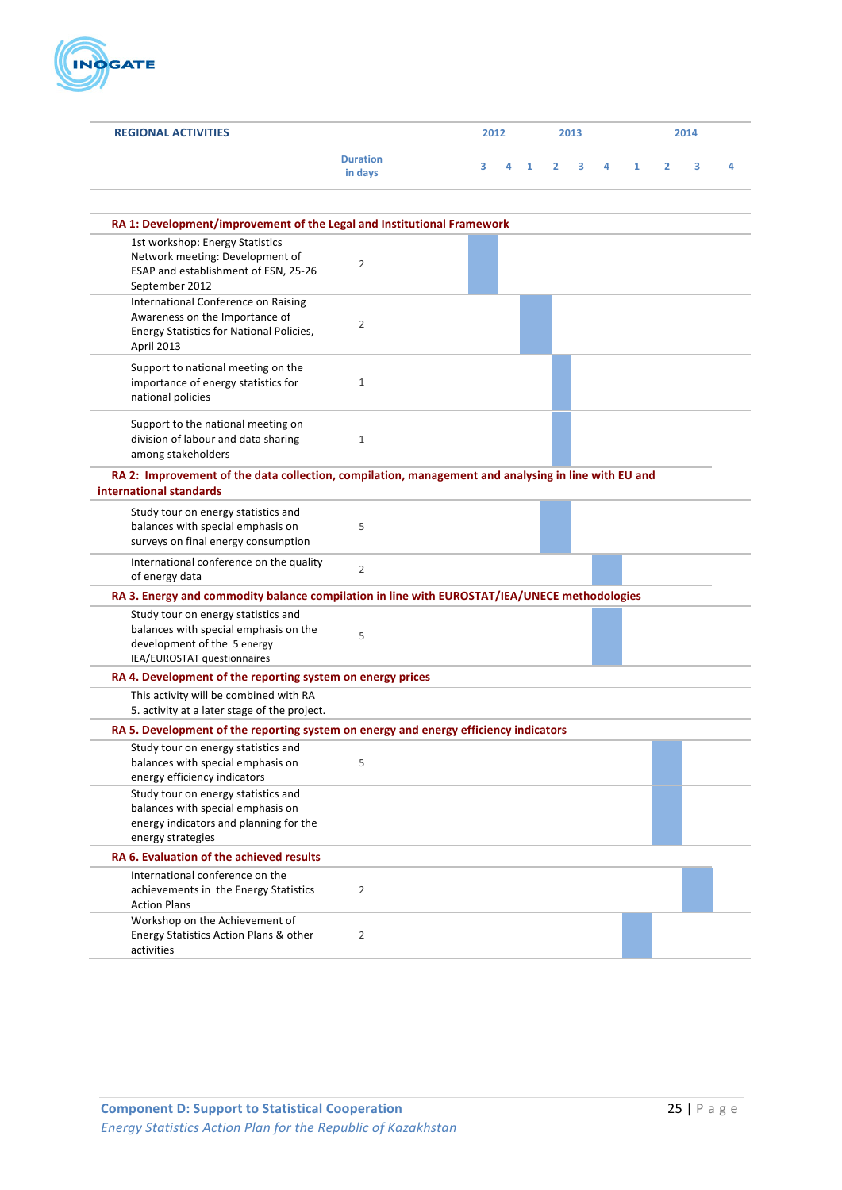| REGIONAL ACTIVITIES | Duration in days | 2012 | | 2013 | | | | 2014 | | | |
|---|---|---|---|---|---|---|---|---|---|---|---|
| | | 3 | 4 | 1 | 2 | 3 | 4 | 1 | 2 | 3 | 4 |
| **RA 1: Development/improvement of the Legal and Institutional Framework** | | | | | | | | | | | |
| 1st workshop: Energy Statistics Network meeting: Development of ESAP and establishment of ESN, 25-26 September 2012 | 2 | X | | | | | | | | | |
| International Conference on Raising Awareness on the Importance of Energy Statistics for National Policies, April 2013 | 2 | | | X | | | | | | | |
| Support to national meeting on the importance of energy statistics for national policies | 1 | | | | X | | | | | | |
| Support to the national meeting on division of labour and data sharing among stakeholders | 1 | | | | X | | | | | | |
| **RA 2: Improvement of the data collection, compilation, management and analysing in line with EU and international standards** | | | | | | | | | | | |
| Study tour on energy statistics and balances with special emphasis on surveys on final energy consumption | 5 | | | | X | | | | | | |
| International conference on the quality of energy data | 2 | | | | | | X | | | | |
| **RA 3. Energy and commodity balance compilation in line with EUROSTAT/IEA/UNECE methodologies** | | | | | | | | | | | |
| Study tour on energy statistics and balances with special emphasis on the development of the 5 energy IEA/EUROSTAT questionnaires | 5 | | | | | | X | | | | |
| **RA 4. Development of the reporting system on energy prices** | | | | | | | | | | | |
| This activity will be combined with RA 5. activity at a later stage of the project. | | | | | | | | | | | |
| **RA 5. Development of the reporting system on energy and energy efficiency indicators** | | | | | | | | | | | |
| Study tour on energy statistics and balances with special emphasis on energy efficiency indicators | 5 | | | | | | | | X | | |
| Study tour on energy statistics and balances with special emphasis on energy indicators and planning for the energy strategies | | | | | | | | | X | | |
| **RA 6. Evaluation of the achieved results** | | | | | | | | | | | |
| International conference on the achievements in the Energy Statistics Action Plans | 2 | | | | | | | | | X | |
| Workshop on the Achievement of Energy Statistics Action Plans & other activities | 2 | | | | | | | X | | | |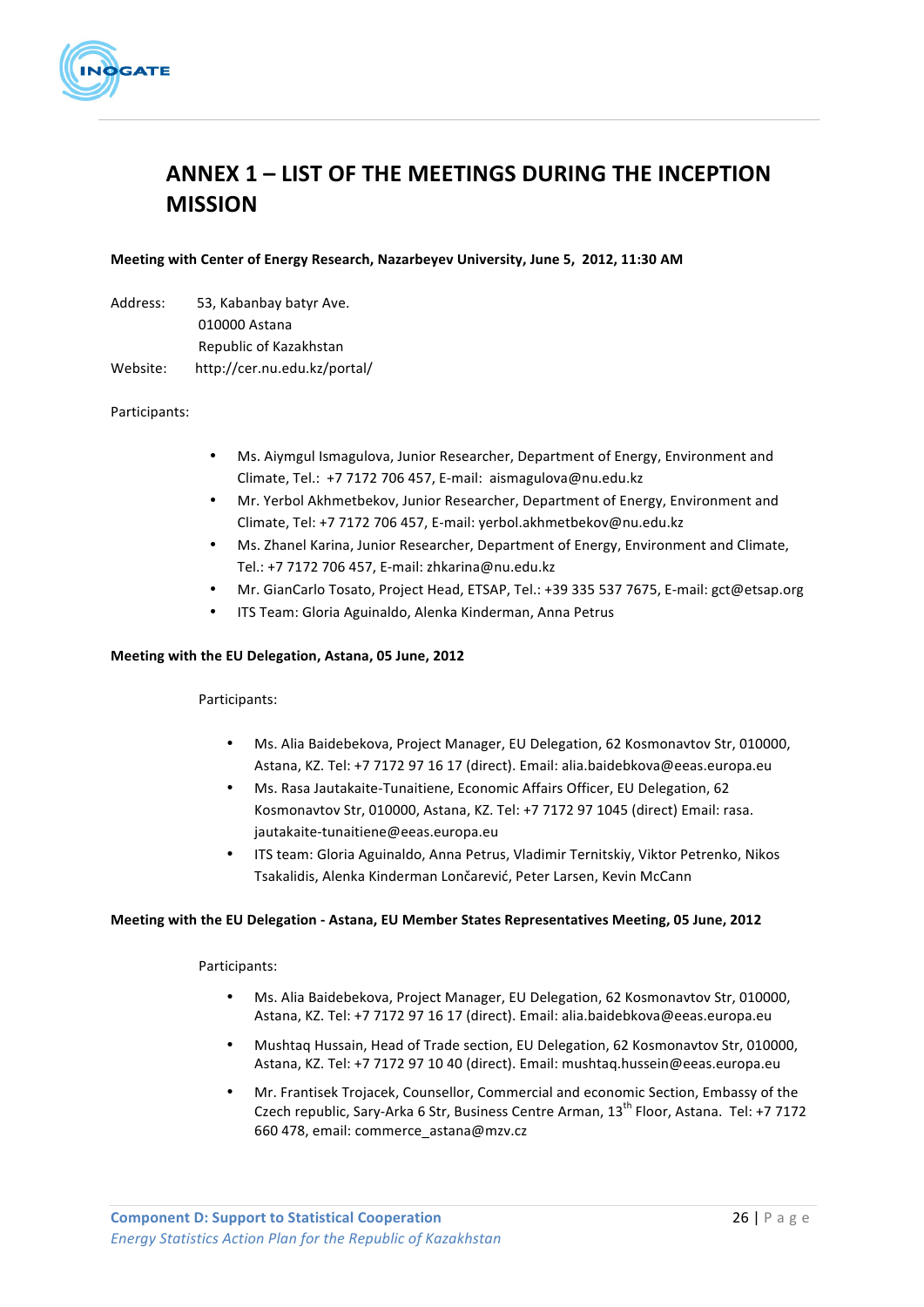# ANNEX 1 – LIST OF THE MEETINGS DURING THE INCEPTION MISSION

**Meeting with Center of Energy Research, Nazarbeyev University, June 5, 2012, 11:30 AM**

Address: 53, Kabanbay batyr Ave.
010000 Astana
Republic of Kazakhstan
Website: http://cer.nu.edu.kz/portal/

Participants:

- Ms. Aiymgul Ismagulova, Junior Researcher, Department of Energy, Environment and Climate, Tel.: +7 7172 706 457, E-mail: aismagulova@nu.edu.kz
- Mr. Yerbol Akhmetbekov, Junior Researcher, Department of Energy, Environment and Climate, Tel: +7 7172 706 457, E-mail: yerbol.akhmetbekov@nu.edu.kz
- Ms. Zhanel Karina, Junior Researcher, Department of Energy, Environment and Climate, Tel.: +7 7172 706 457, E-mail: zhkarina@nu.edu.kz
- Mr. GianCarlo Tosato, Project Head, ETSAP, Tel.: +39 335 537 7675, E-mail: gct@etsap.org
- ITS Team: Gloria Aguinaldo, Alenka Kinderman, Anna Petrus

**Meeting with the EU Delegation, Astana, 05 June, 2012**

Participants:

- Ms. Alia Baidebekova, Project Manager, EU Delegation, 62 Kosmonavtov Str, 010000, Astana, KZ. Tel: +7 7172 97 16 17 (direct). Email: alia.baidebkova@eeas.europa.eu
- Ms. Rasa Jautakaite-Tunaitiene, Economic Affairs Officer, EU Delegation, 62 Kosmonavtov Str, 010000, Astana, KZ. Tel: +7 7172 97 1045 (direct) Email: rasa. jautakaite-tunaitiene@eeas.europa.eu
- ITS team: Gloria Aguinaldo, Anna Petrus, Vladimir Ternitskiy, Viktor Petrenko, Nikos Tsakalidis, Alenka Kinderman Lončarević, Peter Larsen, Kevin McCann

**Meeting with the EU Delegation - Astana, EU Member States Representatives Meeting, 05 June, 2012**

Participants:

- Ms. Alia Baidebekova, Project Manager, EU Delegation, 62 Kosmonavtov Str, 010000, Astana, KZ. Tel: +7 7172 97 16 17 (direct). Email: alia.baidebkova@eeas.europa.eu
- Mushtaq Hussain, Head of Trade section, EU Delegation, 62 Kosmonavtov Str, 010000, Astana, KZ. Tel: +7 7172 97 10 40 (direct). Email: mushtaq.hussein@eeas.europa.eu
- Mr. Frantisek Trojacek, Counsellor, Commercial and economic Section, Embassy of the Czech republic, Sary-Arka 6 Str, Business Centre Arman, 13th Floor, Astana. Tel: +7 7172 660 478, email: commerce_astana@mzv.cz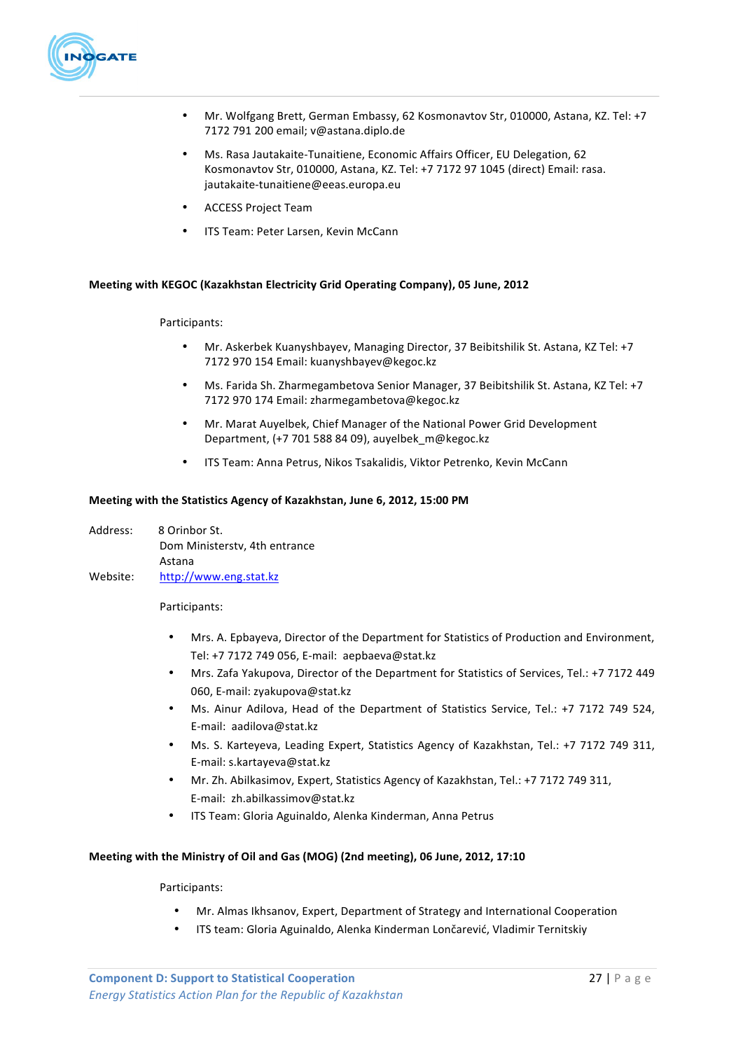- Mr. Wolfgang Brett, German Embassy, 62 Kosmonavtov Str, 010000, Astana, KZ. Tel: +7 7172 791 200 email; v@astana.diplo.de
- Ms. Rasa Jautakaite-Tunaitiene, Economic Affairs Officer, EU Delegation, 62 Kosmonavtov Str, 010000, Astana, KZ. Tel: +7 7172 97 1045 (direct) Email: rasa. jautakaite-tunaitiene@eeas.europa.eu
- ACCESS Project Team
- ITS Team: Peter Larsen, Kevin McCann

**Meeting with KEGOC (Kazakhstan Electricity Grid Operating Company), 05 June, 2012**

Participants:

- Mr. Askerbek Kuanyshbayev, Managing Director, 37 Beibitshilik St. Astana, KZ Tel: +7 7172 970 154 Email: kuanyshbayev@kegoc.kz
- Ms. Farida Sh. Zharmegambetova Senior Manager, 37 Beibitshilik St. Astana, KZ Tel: +7 7172 970 174 Email: zharmegambetova@kegoc.kz
- Mr. Marat Auyelbek, Chief Manager of the National Power Grid Development Department, (+7 701 588 84 09), auyelbek_m@kegoc.kz
- ITS Team: Anna Petrus, Nikos Tsakalidis, Viktor Petrenko, Kevin McCann

**Meeting with the Statistics Agency of Kazakhstan, June 6, 2012, 15:00 PM**

Address: 8 Orinbor St.
Dom Ministerstv, 4th entrance
Astana

Website: http://www.eng.stat.kz

Participants:

- Mrs. A. Epbayeva, Director of the Department for Statistics of Production and Environment, Tel: +7 7172 749 056, E-mail: aepbaeva@stat.kz
- Mrs. Zafa Yakupova, Director of the Department for Statistics of Services, Tel.: +7 7172 449 060, E-mail: zyakupova@stat.kz
- Ms. Ainur Adilova, Head of the Department of Statistics Service, Tel.: +7 7172 749 524, E-mail: aadilova@stat.kz
- Ms. S. Karteyeva, Leading Expert, Statistics Agency of Kazakhstan, Tel.: +7 7172 749 311, E-mail: s.kartayeva@stat.kz
- Mr. Zh. Abilkasimov, Expert, Statistics Agency of Kazakhstan, Tel.: +7 7172 749 311, E-mail: zh.abilkassimov@stat.kz
- ITS Team: Gloria Aguinaldo, Alenka Kinderman, Anna Petrus

**Meeting with the Ministry of Oil and Gas (MOG) (2nd meeting), 06 June, 2012, 17:10**

Participants:

- Mr. Almas Ikhsanov, Expert, Department of Strategy and International Cooperation
- ITS team: Gloria Aguinaldo, Alenka Kinderman Lončarević, Vladimir Ternitskiy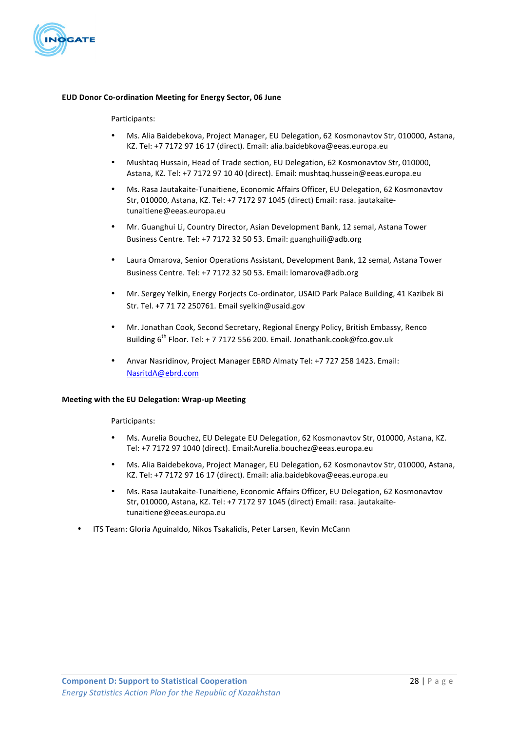**EUD Donor Co-ordination Meeting for Energy Sector, 06 June**

Participants:

- Ms. Alia Baidebekova, Project Manager, EU Delegation, 62 Kosmonavtov Str, 010000, Astana, KZ. Tel: +7 7172 97 16 17 (direct). Email: alia.baidebkova@eeas.europa.eu
- Mushtaq Hussain, Head of Trade section, EU Delegation, 62 Kosmonavtov Str, 010000, Astana, KZ. Tel: +7 7172 97 10 40 (direct). Email: mushtaq.hussein@eeas.europa.eu
- Ms. Rasa Jautakaite-Tunaitiene, Economic Affairs Officer, EU Delegation, 62 Kosmonavtov Str, 010000, Astana, KZ. Tel: +7 7172 97 1045 (direct) Email: rasa. jautakaite-tunaitiene@eeas.europa.eu
- Mr. Guanghui Li, Country Director, Asian Development Bank, 12 semal, Astana Tower Business Centre. Tel: +7 7172 32 50 53. Email: guanghuili@adb.org
- Laura Omarova, Senior Operations Assistant, Development Bank, 12 semal, Astana Tower Business Centre. Tel: +7 7172 32 50 53. Email: lomarova@adb.org
- Mr. Sergey Yelkin, Energy Porjects Co-ordinator, USAID Park Palace Building, 41 Kazibek Bi Str. Tel. +7 71 72 250761. Email syelkin@usaid.gov
- Mr. Jonathan Cook, Second Secretary, Regional Energy Policy, British Embassy, Renco Building 6th Floor. Tel: + 7 7172 556 200. Email. Jonathank.cook@fco.gov.uk
- Anvar Nasridinov, Project Manager EBRD Almaty Tel: +7 727 258 1423. Email: NasritdA@ebrd.com

**Meeting with the EU Delegation: Wrap-up Meeting**

Participants:

- Ms. Aurelia Bouchez, EU Delegate EU Delegation, 62 Kosmonavtov Str, 010000, Astana, KZ. Tel: +7 7172 97 1040 (direct). Email:Aurelia.bouchez@eeas.europa.eu
- Ms. Alia Baidebekova, Project Manager, EU Delegation, 62 Kosmonavtov Str, 010000, Astana, KZ. Tel: +7 7172 97 16 17 (direct). Email: alia.baidebkova@eeas.europa.eu
- Ms. Rasa Jautakaite-Tunaitiene, Economic Affairs Officer, EU Delegation, 62 Kosmonavtov Str, 010000, Astana, KZ. Tel: +7 7172 97 1045 (direct) Email: rasa. jautakaite-tunaitiene@eeas.europa.eu

- ITS Team: Gloria Aguinaldo, Nikos Tsakalidis, Peter Larsen, Kevin McCann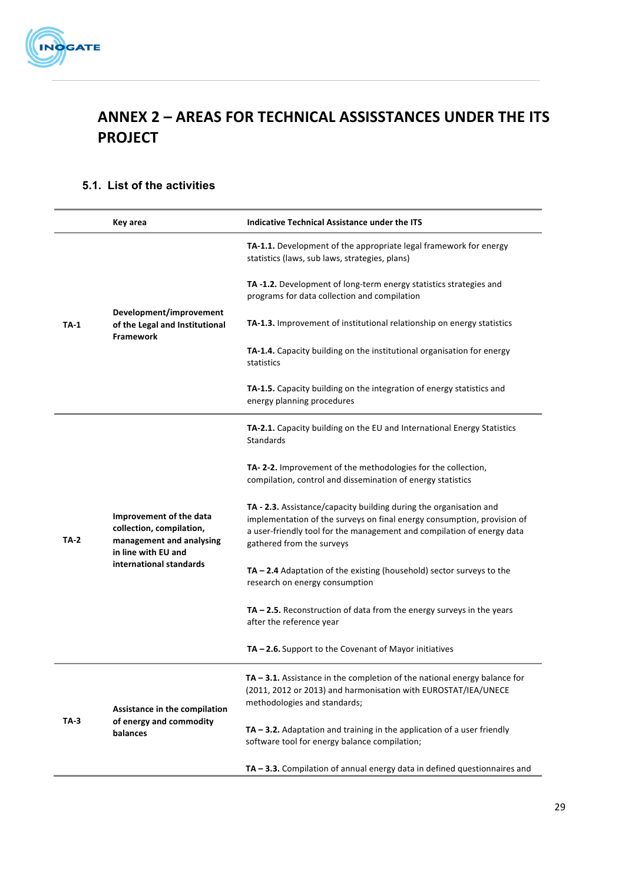# ANNEX 2 – AREAS FOR TECHNICAL ASSISSTANCES UNDER THE ITS PROJECT

## 5.1. List of the activities

| | Key area | Indicative Technical Assistance under the ITS |
|---|---|---|
| TA-1 | **Development/improvement of the Legal and Institutional Framework** | **TA-1.1.** Development of the appropriate legal framework for energy statistics (laws, sub laws, strategies, plans) |
| | | **TA -1.2.** Development of long-term energy statistics strategies and programs for data collection and compilation |
| | | **TA-1.3.** Improvement of institutional relationship on energy statistics |
| | | **TA-1.4.** Capacity building on the institutional organisation for energy statistics |
| | | **TA-1.5.** Capacity building on the integration of energy statistics and energy planning procedures |
| TA-2 | **Improvement of the data collection, compilation, management and analysing in line with EU and international standards** | **TA-2.1.** Capacity building on the EU and International Energy Statistics Standards |
| | | **TA- 2-2.** Improvement of the methodologies for the collection, compilation, control and dissemination of energy statistics |
| | | **TA - 2.3.** Assistance/capacity building during the organisation and implementation of the surveys on final energy consumption, provision of a user-friendly tool for the management and compilation of energy data gathered from the surveys |
| | | **TA – 2.4** Adaptation of the existing (household) sector surveys to the research on energy consumption |
| | | **TA – 2.5.** Reconstruction of data from the energy surveys in the years after the reference year |
| | | **TA – 2.6.** Support to the Covenant of Mayor initiatives |
| TA-3 | **Assistance in the compilation of energy and commodity balances** | **TA – 3.1.** Assistance in the completion of the national energy balance for (2011, 2012 or 2013) and harmonisation with EUROSTAT/IEA/UNECE methodologies and standards; |
| | | **TA – 3.2.** Adaptation and training in the application of a user friendly software tool for energy balance compilation; |
| | | **TA – 3.3.** Compilation of annual energy data in defined questionnaires and |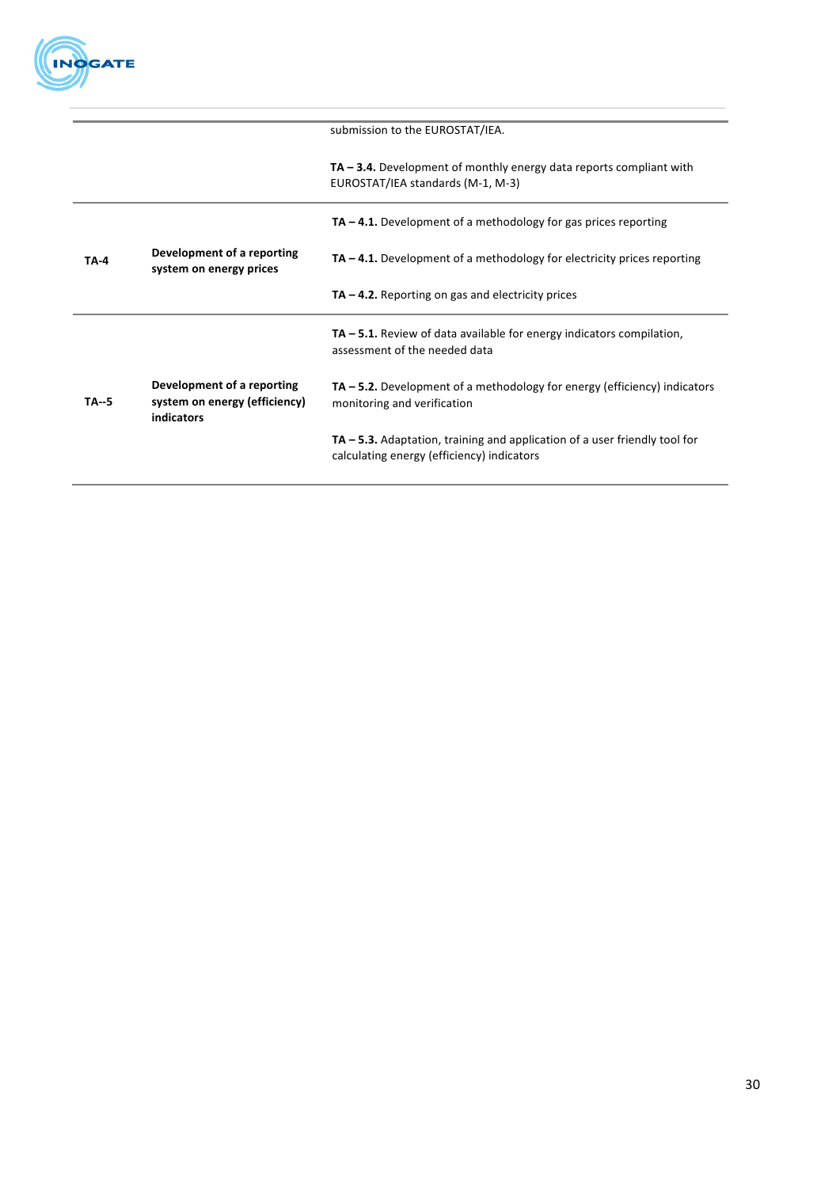| | | |
|---|---|---|
| | | submission to the EUROSTAT/IEA.<br><br>**TA – 3.4.** Development of monthly energy data reports compliant with EUROSTAT/IEA standards (M-1, M-3) |
| **TA-4** | **Development of a reporting system on energy prices** | **TA – 4.1.** Development of a methodology for gas prices reporting<br><br>**TA – 4.1.** Development of a methodology for electricity prices reporting<br><br>**TA – 4.2.** Reporting on gas and electricity prices |
| **TA--5** | **Development of a reporting system on energy (efficiency) indicators** | **TA – 5.1.** Review of data available for energy indicators compilation, assessment of the needed data<br><br>**TA – 5.2.** Development of a methodology for energy (efficiency) indicators monitoring and verification<br><br>**TA – 5.3.** Adaptation, training and application of a user friendly tool for calculating energy (efficiency) indicators |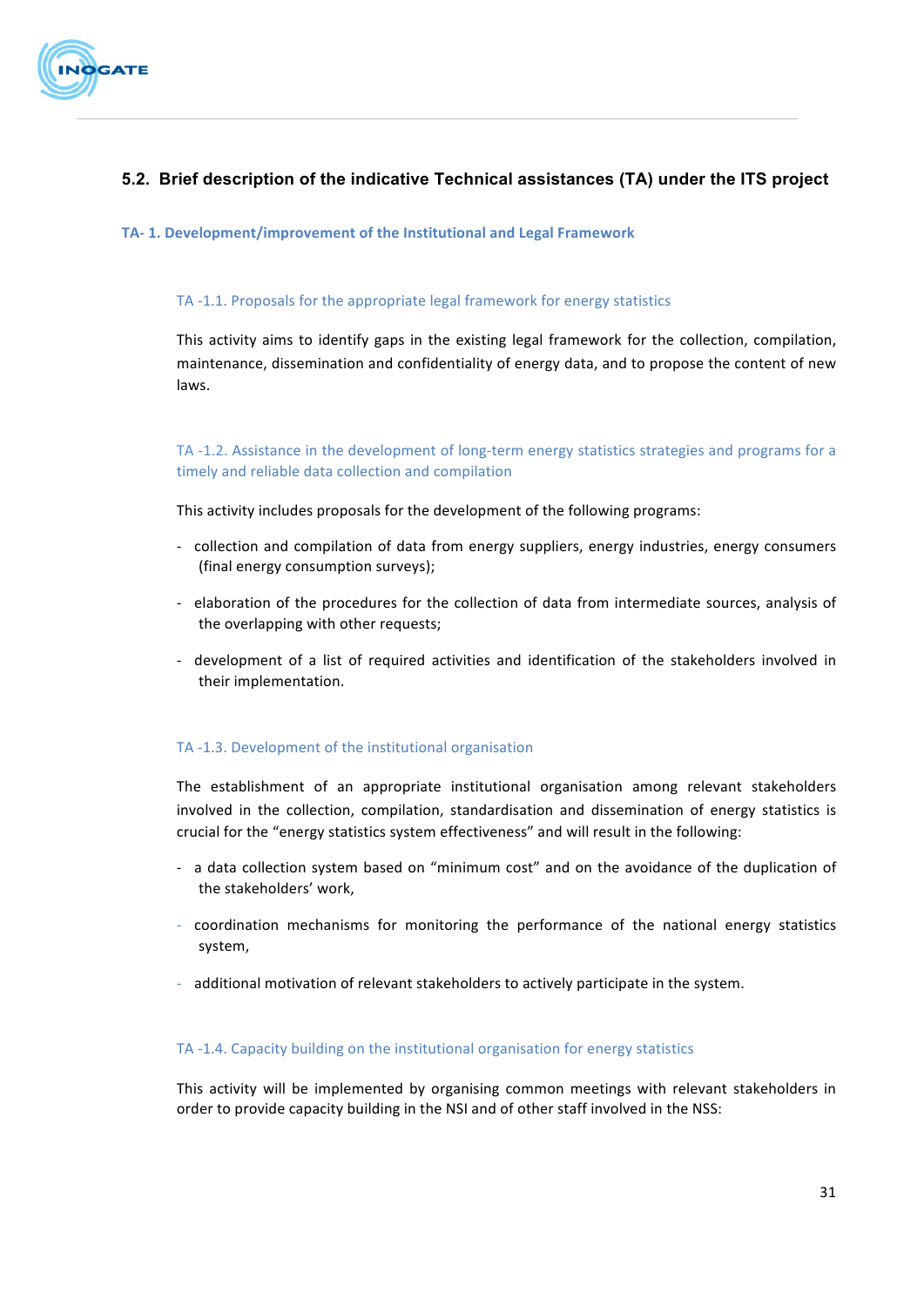## 5.2. Brief description of the indicative Technical assistances (TA) under the ITS project

### TA- 1. Development/improvement of the Institutional and Legal Framework

#### TA -1.1. Proposals for the appropriate legal framework for energy statistics

This activity aims to identify gaps in the existing legal framework for the collection, compilation, maintenance, dissemination and confidentiality of energy data, and to propose the content of new laws.

#### TA -1.2. Assistance in the development of long-term energy statistics strategies and programs for a timely and reliable data collection and compilation

This activity includes proposals for the development of the following programs:

- collection and compilation of data from energy suppliers, energy industries, energy consumers (final energy consumption surveys);
- elaboration of the procedures for the collection of data from intermediate sources, analysis of the overlapping with other requests;
- development of a list of required activities and identification of the stakeholders involved in their implementation.

#### TA -1.3. Development of the institutional organisation

The establishment of an appropriate institutional organisation among relevant stakeholders involved in the collection, compilation, standardisation and dissemination of energy statistics is crucial for the "energy statistics system effectiveness" and will result in the following:

- a data collection system based on "minimum cost" and on the avoidance of the duplication of the stakeholders' work,
- coordination mechanisms for monitoring the performance of the national energy statistics system,
- additional motivation of relevant stakeholders to actively participate in the system.

#### TA -1.4. Capacity building on the institutional organisation for energy statistics

This activity will be implemented by organising common meetings with relevant stakeholders in order to provide capacity building in the NSI and of other staff involved in the NSS: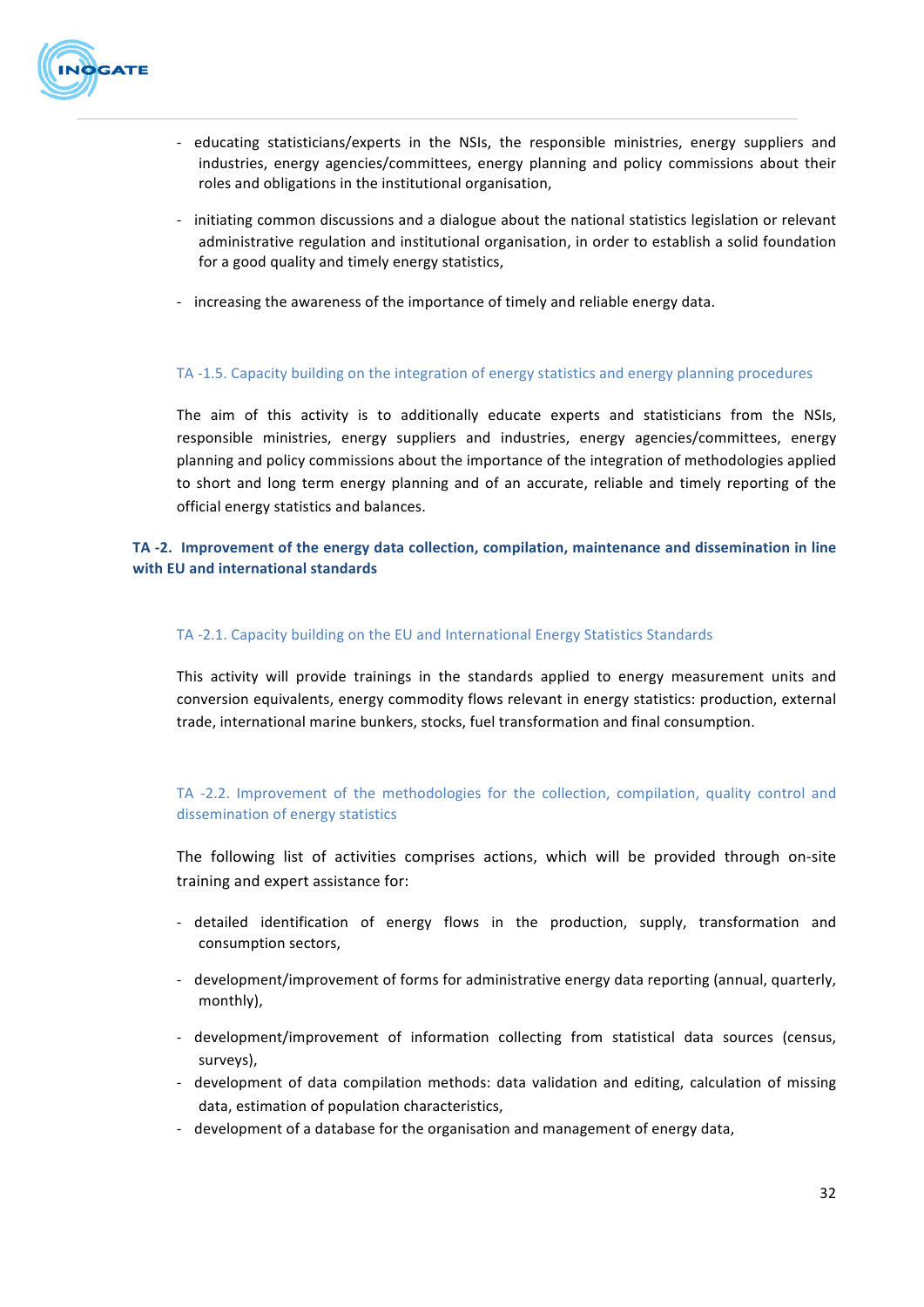- educating statisticians/experts in the NSIs, the responsible ministries, energy suppliers and industries, energy agencies/committees, energy planning and policy commissions about their roles and obligations in the institutional organisation,

- initiating common discussions and a dialogue about the national statistics legislation or relevant administrative regulation and institutional organisation, in order to establish a solid foundation for a good quality and timely energy statistics,

- increasing the awareness of the importance of timely and reliable energy data.

### TA -1.5. Capacity building on the integration of energy statistics and energy planning procedures

The aim of this activity is to additionally educate experts and statisticians from the NSIs, responsible ministries, energy suppliers and industries, energy agencies/committees, energy planning and policy commissions about the importance of the integration of methodologies applied to short and long term energy planning and of an accurate, reliable and timely reporting of the official energy statistics and balances.

## TA -2. Improvement of the energy data collection, compilation, maintenance and dissemination in line with EU and international standards

### TA -2.1. Capacity building on the EU and International Energy Statistics Standards

This activity will provide trainings in the standards applied to energy measurement units and conversion equivalents, energy commodity flows relevant in energy statistics: production, external trade, international marine bunkers, stocks, fuel transformation and final consumption.

### TA -2.2. Improvement of the methodologies for the collection, compilation, quality control and dissemination of energy statistics

The following list of activities comprises actions, which will be provided through on-site training and expert assistance for:

- detailed identification of energy flows in the production, supply, transformation and consumption sectors,

- development/improvement of forms for administrative energy data reporting (annual, quarterly, monthly),

- development/improvement of information collecting from statistical data sources (census, surveys),
- development of data compilation methods: data validation and editing, calculation of missing data, estimation of population characteristics,
- development of a database for the organisation and management of energy data,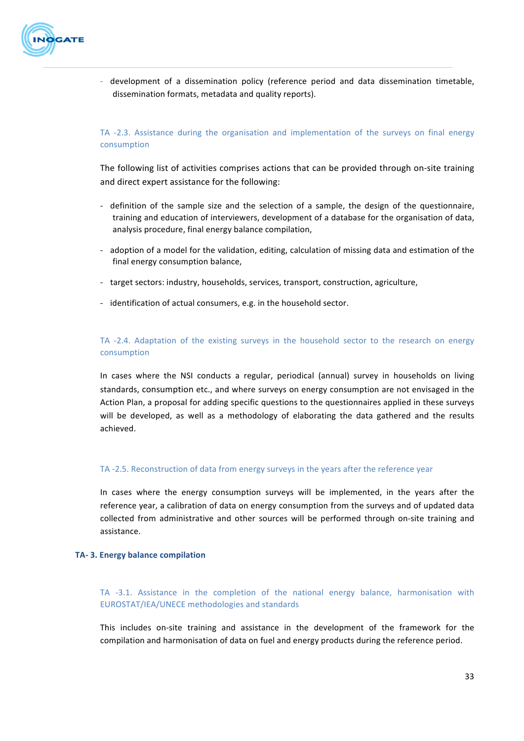- development of a dissemination policy (reference period and data dissemination timetable, dissemination formats, metadata and quality reports).

#### TA -2.3. Assistance during the organisation and implementation of the surveys on final energy consumption

The following list of activities comprises actions that can be provided through on-site training and direct expert assistance for the following:

- definition of the sample size and the selection of a sample, the design of the questionnaire, training and education of interviewers, development of a database for the organisation of data, analysis procedure, final energy balance compilation,
- adoption of a model for the validation, editing, calculation of missing data and estimation of the final energy consumption balance,
- target sectors: industry, households, services, transport, construction, agriculture,
- identification of actual consumers, e.g. in the household sector.

#### TA -2.4. Adaptation of the existing surveys in the household sector to the research on energy consumption

In cases where the NSI conducts a regular, periodical (annual) survey in households on living standards, consumption etc., and where surveys on energy consumption are not envisaged in the Action Plan, a proposal for adding specific questions to the questionnaires applied in these surveys will be developed, as well as a methodology of elaborating the data gathered and the results achieved.

#### TA -2.5. Reconstruction of data from energy surveys in the years after the reference year

In cases where the energy consumption surveys will be implemented, in the years after the reference year, a calibration of data on energy consumption from the surveys and of updated data collected from administrative and other sources will be performed through on-site training and assistance.

### TA- 3. Energy balance compilation

#### TA -3.1. Assistance in the completion of the national energy balance, harmonisation with EUROSTAT/IEA/UNECE methodologies and standards

This includes on-site training and assistance in the development of the framework for the compilation and harmonisation of data on fuel and energy products during the reference period.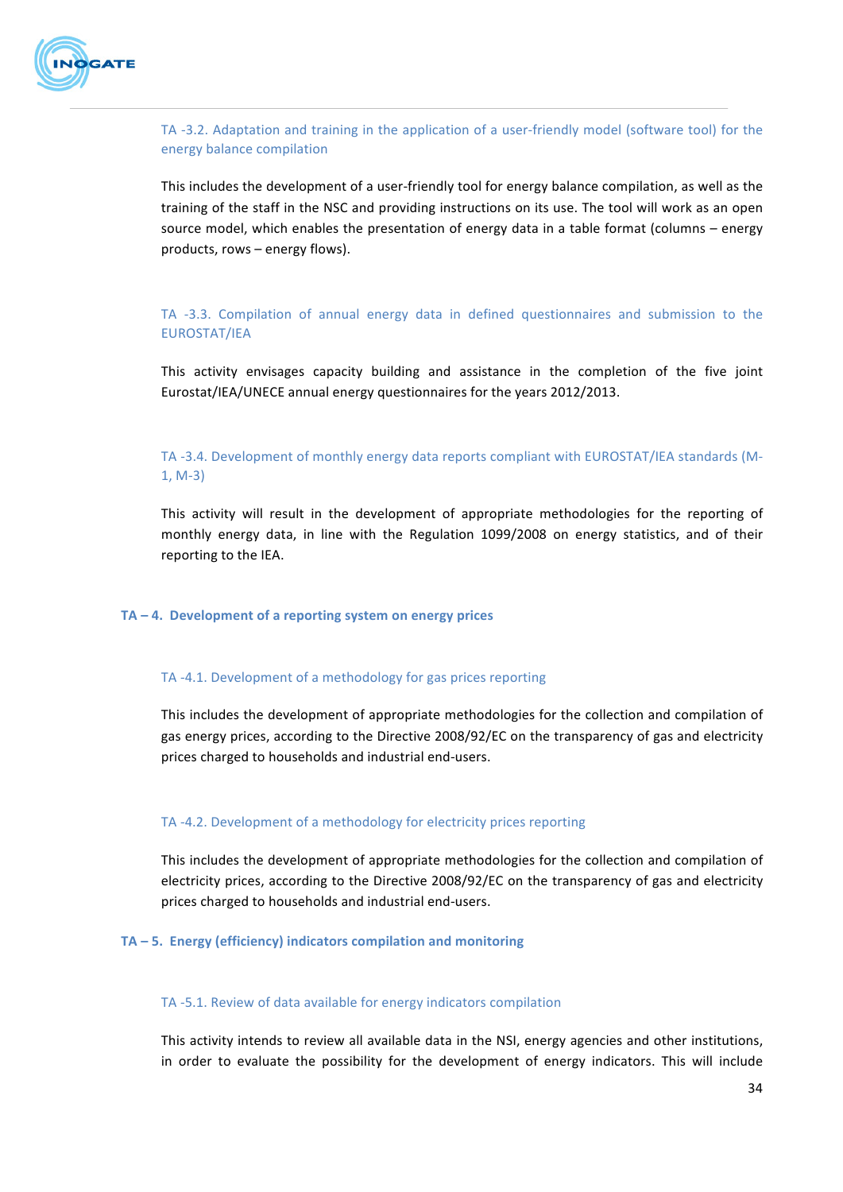#### TA -3.2. Adaptation and training in the application of a user-friendly model (software tool) for the energy balance compilation

This includes the development of a user-friendly tool for energy balance compilation, as well as the training of the staff in the NSC and providing instructions on its use. The tool will work as an open source model, which enables the presentation of energy data in a table format (columns – energy products, rows – energy flows).

#### TA -3.3. Compilation of annual energy data in defined questionnaires and submission to the EUROSTAT/IEA

This activity envisages capacity building and assistance in the completion of the five joint Eurostat/IEA/UNECE annual energy questionnaires for the years 2012/2013.

#### TA -3.4. Development of monthly energy data reports compliant with EUROSTAT/IEA standards (M-1, M-3)

This activity will result in the development of appropriate methodologies for the reporting of monthly energy data, in line with the Regulation 1099/2008 on energy statistics, and of their reporting to the IEA.

### TA – 4. Development of a reporting system on energy prices

#### TA -4.1. Development of a methodology for gas prices reporting

This includes the development of appropriate methodologies for the collection and compilation of gas energy prices, according to the Directive 2008/92/EC on the transparency of gas and electricity prices charged to households and industrial end-users.

#### TA -4.2. Development of a methodology for electricity prices reporting

This includes the development of appropriate methodologies for the collection and compilation of electricity prices, according to the Directive 2008/92/EC on the transparency of gas and electricity prices charged to households and industrial end-users.

### TA – 5. Energy (efficiency) indicators compilation and monitoring

#### TA -5.1. Review of data available for energy indicators compilation

This activity intends to review all available data in the NSI, energy agencies and other institutions, in order to evaluate the possibility for the development of energy indicators. This will include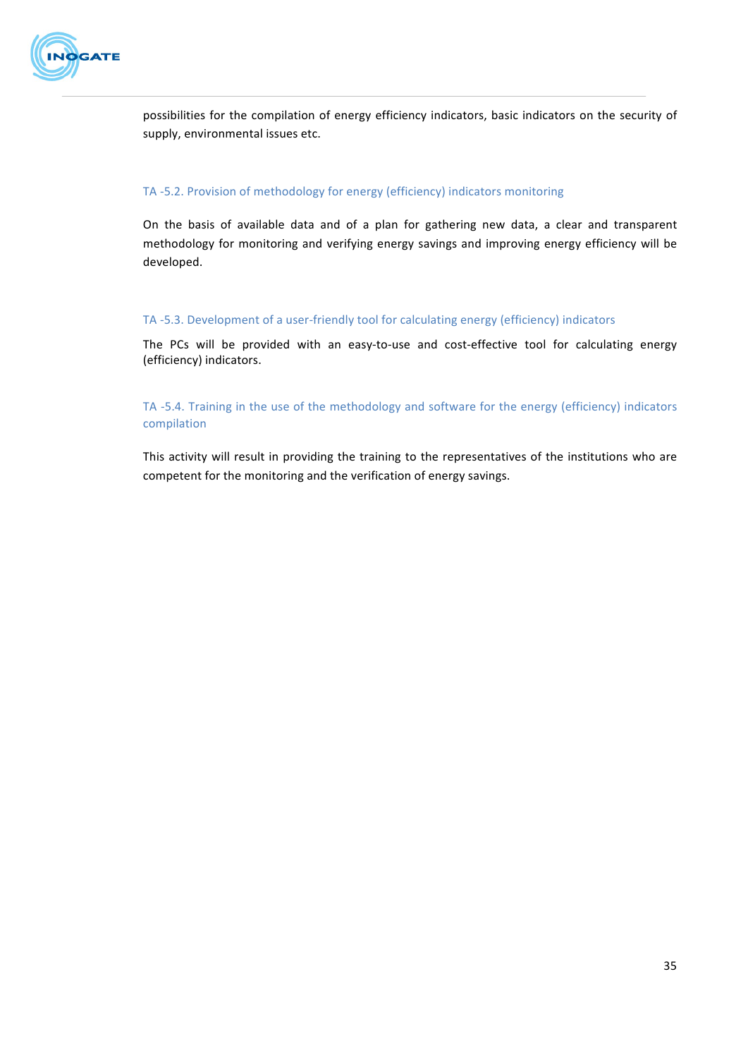possibilities for the compilation of energy efficiency indicators, basic indicators on the security of supply, environmental issues etc.

### TA -5.2. Provision of methodology for energy (efficiency) indicators monitoring

On the basis of available data and of a plan for gathering new data, a clear and transparent methodology for monitoring and verifying energy savings and improving energy efficiency will be developed.

### TA -5.3. Development of a user-friendly tool for calculating energy (efficiency) indicators

The PCs will be provided with an easy-to-use and cost-effective tool for calculating energy (efficiency) indicators.

### TA -5.4. Training in the use of the methodology and software for the energy (efficiency) indicators compilation

This activity will result in providing the training to the representatives of the institutions who are competent for the monitoring and the verification of energy savings.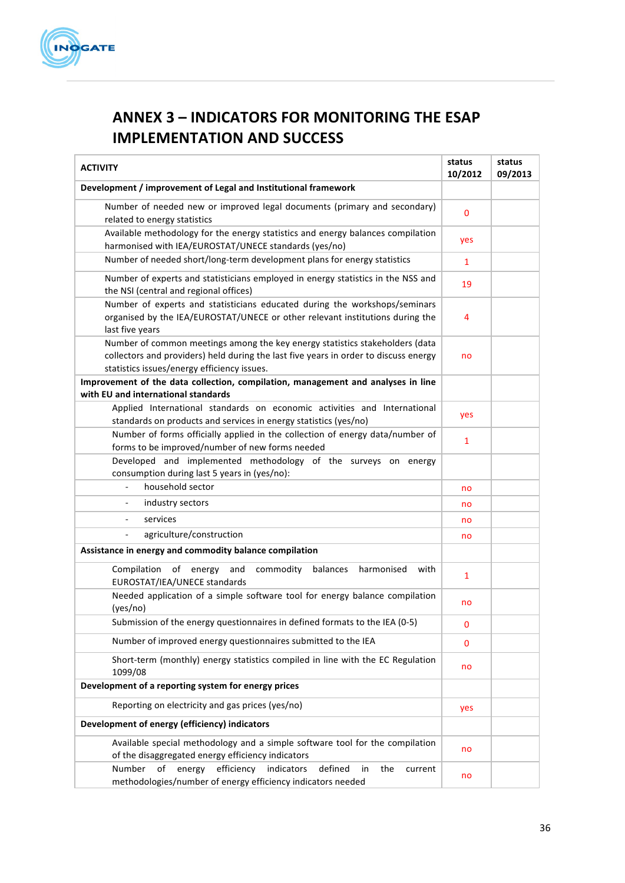# ANNEX 3 – INDICATORS FOR MONITORING THE ESAP IMPLEMENTATION AND SUCCESS

| ACTIVITY | status 10/2012 | status 09/2013 |
|---|---|---|
| **Development / improvement of Legal and Institutional framework** | | |
| Number of needed new or improved legal documents (primary and secondary) related to energy statistics | 0 | |
| Available methodology for the energy statistics and energy balances compilation harmonised with IEA/EUROSTAT/UNECE standards (yes/no) | yes | |
| Number of needed short/long-term development plans for energy statistics | 1 | |
| Number of experts and statisticians employed in energy statistics in the NSS and the NSI (central and regional offices) | 19 | |
| Number of experts and statisticians educated during the workshops/seminars organised by the IEA/EUROSTAT/UNECE or other relevant institutions during the last five years | 4 | |
| Number of common meetings among the key energy statistics stakeholders (data collectors and providers) held during the last five years in order to discuss energy statistics issues/energy efficiency issues. | no | |
| **Improvement of the data collection, compilation, management and analyses in line with EU and international standards** | | |
| Applied International standards on economic activities and International standards on products and services in energy statistics (yes/no) | yes | |
| Number of forms officially applied in the collection of energy data/number of forms to be improved/number of new forms needed | 1 | |
| Developed and implemented methodology of the surveys on energy consumption during last 5 years in (yes/no): | | |
| - household sector | no | |
| - industry sectors | no | |
| - services | no | |
| - agriculture/construction | no | |
| **Assistance in energy and commodity balance compilation** | | |
| Compilation of energy and commodity balances harmonised with EUROSTAT/IEA/UNECE standards | 1 | |
| Needed application of a simple software tool for energy balance compilation (yes/no) | no | |
| Submission of the energy questionnaires in defined formats to the IEA (0-5) | 0 | |
| Number of improved energy questionnaires submitted to the IEA | 0 | |
| Short-term (monthly) energy statistics compiled in line with the EC Regulation 1099/08 | no | |
| **Development of a reporting system for energy prices** | | |
| Reporting on electricity and gas prices (yes/no) | yes | |
| **Development of energy (efficiency) indicators** | | |
| Available special methodology and a simple software tool for the compilation of the disaggregated energy efficiency indicators | no | |
| Number of energy efficiency indicators defined in the current methodologies/number of energy efficiency indicators needed | no | |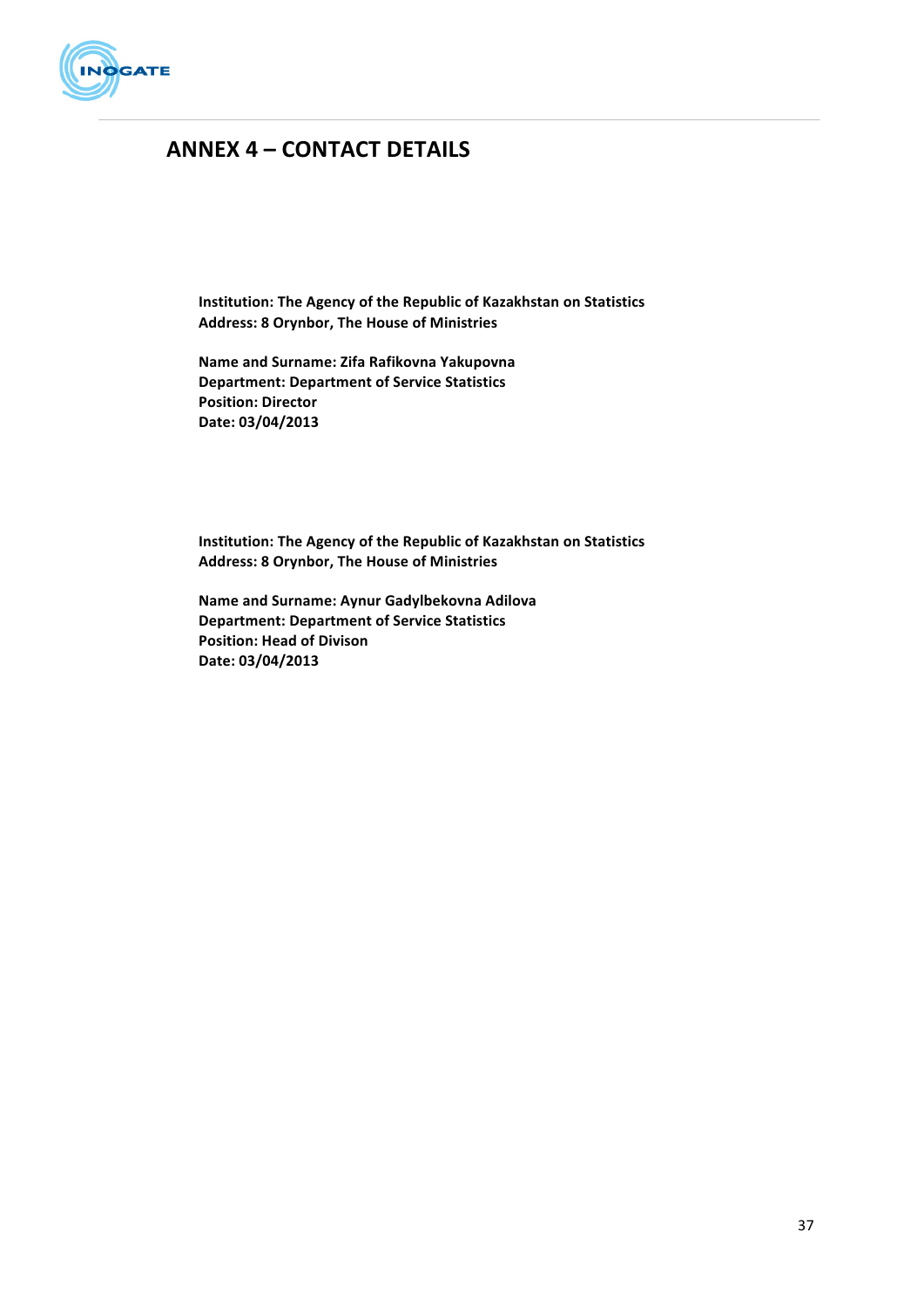# ANNEX 4 – CONTACT DETAILS

**Institution: The Agency of the Republic of Kazakhstan on Statistics**
**Address: 8 Orynbor, The House of Ministries**

**Name and Surname: Zifa Rafikovna Yakupovna**
**Department: Department of Service Statistics**
**Position: Director**
**Date: 03/04/2013**

**Institution: The Agency of the Republic of Kazakhstan on Statistics**
**Address: 8 Orynbor, The House of Ministries**

**Name and Surname: Aynur Gadylbekovna Adilova**
**Department: Department of Service Statistics**
**Position: Head of Divison**
**Date: 03/04/2013**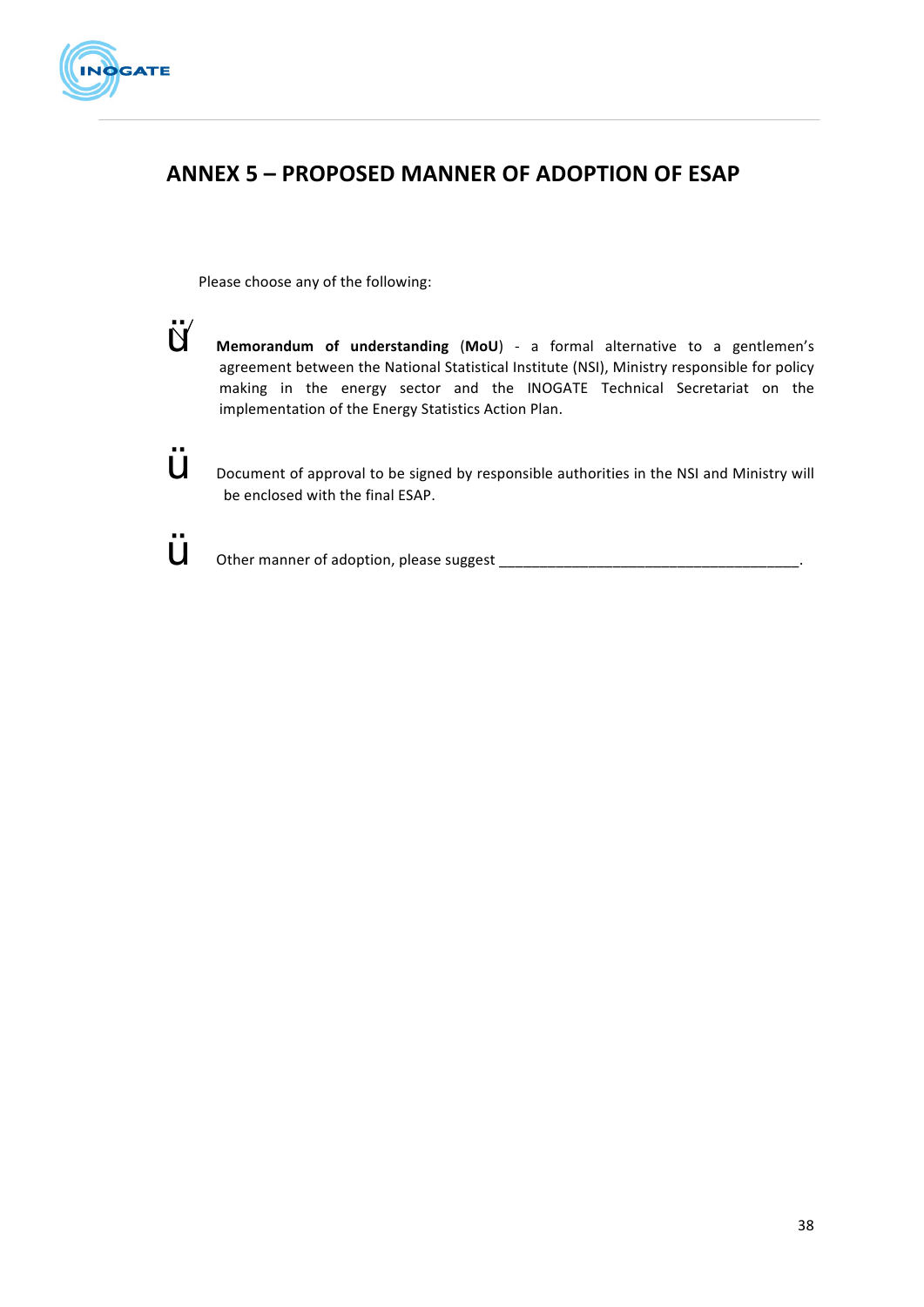# ANNEX 5 – PROPOSED MANNER OF ADOPTION OF ESAP

Please choose any of the following:

- ☑ **Memorandum of understanding** (**MoU**) - a formal alternative to a gentlemen's agreement between the National Statistical Institute (NSI), Ministry responsible for policy making in the energy sector and the INOGATE Technical Secretariat on the implementation of the Energy Statistics Action Plan.

- ☐ Document of approval to be signed by responsible authorities in the NSI and Ministry will be enclosed with the final ESAP.

- ☐ Other manner of adoption, please suggest _____________________________________.